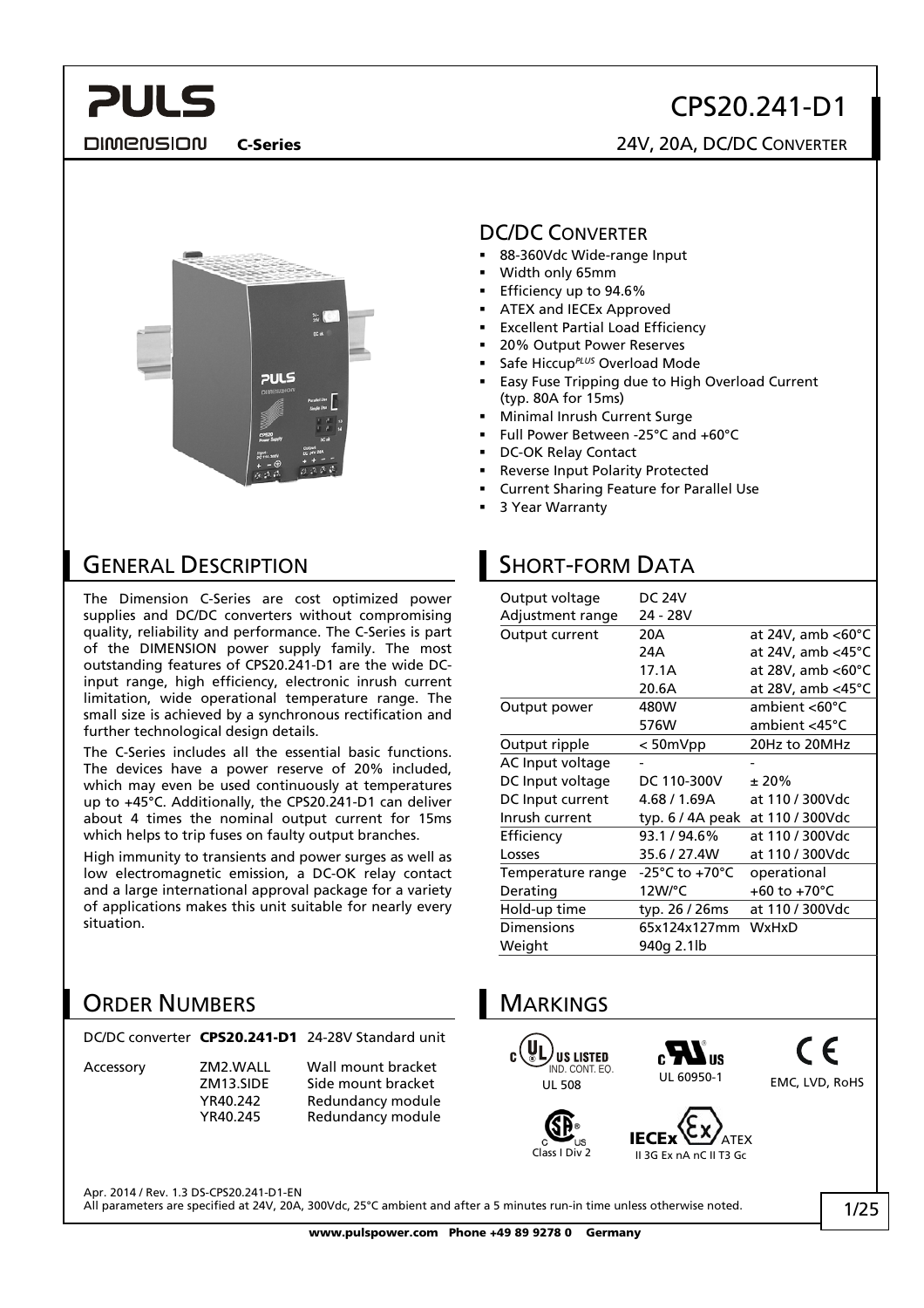# CPS20.241-D1

**PULS**

DIMENSION **C-Series**

24V, 20A, DC/DC CONVERTER

## DC/DC CONVERTER

- 88-360Vdc Wide-range Input
- Width only 65mm
- Efficiency up to 94.6%
- ATEX and IECEx Approved
- Excellent Partial Load Efficiency
- 20% Output Power Reserves
- Safe Hiccup*PLUS* Overload Mode
- Easy Fuse Tripping due to High Overload Current (typ. 80A for 15ms)
- Minimal Inrush Current Surge
- Full Power Between -25°C and +60°C
- DC-OK Relay Contact
- Reverse Input Polarity Protected
- Current Sharing Feature for Parallel Use
- 3 Year Warranty

## GENERAL DESCRIPTION

The Dimension C-Series are cost optimized power supplies and DC/DC converters without compromising quality, reliability and performance. The C-Series is part of the DIMENSION power supply family. The most outstanding features of CPS20.241-D1 are the wide DC-input range, high efficiency, electronic inrush current limitation, wide operational temperature range. The small size is achieved by a synchronous rectification and further technological design details.

The C-Series includes all the essential basic functions. The devices have a power reserve of 20% included, which may even be used continuously at temperatures up to +45°C. Additionally, the CPS20.241-D1 can deliver about 4 times the nominal output current for 15ms which helps to trip fuses on faulty output branches.

High immunity to transients and power surges as well as low electromagnetic emission, a DC-OK relay contact and a large international approval package for a variety of applications makes this unit suitable for nearly every situation.

## SHORT-FORM DATA

| | | |
|---|---|---|
| Output voltage | DC 24V | |
| Adjustment range | 24 - 28V | |
| Output current | 20A | at 24V, amb <60°C |
| | 24A | at 24V, amb <45°C |
| | 17.1A | at 28V, amb <60°C |
| | 20.6A | at 28V, amb <45°C |
| Output power | 480W | ambient <60°C |
| | 576W | ambient <45°C |
| Output ripple | < 50mVpp | 20Hz to 20MHz |
| AC Input voltage | - | - |
| DC Input voltage | DC 110-300V | ± 20% |
| DC Input current | 4.68 / 1.69A | at 110 / 300Vdc |
| Inrush current | typ. 6 / 4A peak | at 110 / 300Vdc |
| Efficiency | 93.1 / 94.6% | at 110 / 300Vdc |
| Losses | 35.6 / 27.4W | at 110 / 300Vdc |
| Temperature range | -25°C to +70°C | operational |
| Derating | 12W/°C | +60 to +70°C |
| Hold-up time | typ. 26 / 26ms | at 110 / 300Vdc |
| Dimensions | 65x124x127mm | WxHxD |
| Weight | 940g 2.1lb | |

## ORDER NUMBERS

| | | |
|---|---|---|
| DC/DC converter | **CPS20.241-D1** | 24-28V Standard unit |
| Accessory | ZM2.WALL | Wall mount bracket |
| | ZM13.SIDE | Side mount bracket |
| | YR40.242 | Redundancy module |
| | YR40.245 | Redundancy module |

## MARKINGS

UL 508 (US LISTED IND. CONT. EQ.)

UL 60950-1

CE: EMC, LVD, RoHS

CSA: Class I Div 2

IECEx ATEX: II 3G Ex nA nC II T3 Gc

Apr. 2014 / Rev. 1.3 DS-CPS20.241-D1-EN

All parameters are specified at 24V, 20A, 300Vdc, 25°C ambient and after a 5 minutes run-in time unless otherwise noted.

www.pulspower.com Phone +49 89 9278 0 Germany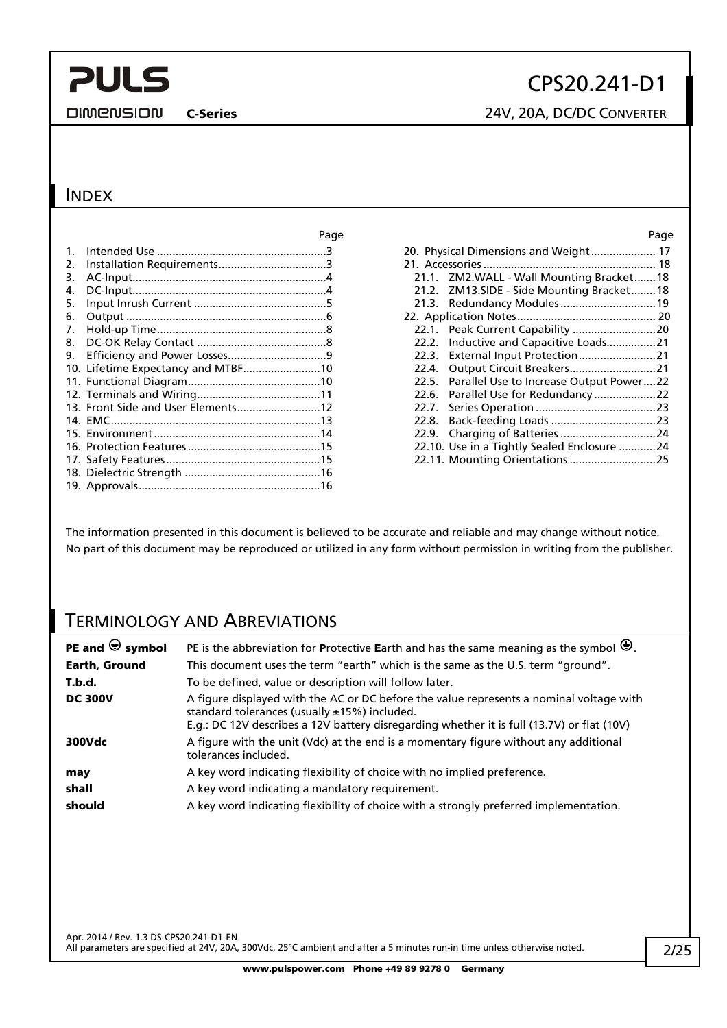## INDEX

| | Page |
|---|---|
| 1. Intended Use | 3 |
| 2. Installation Requirements | 3 |
| 3. AC-Input | 4 |
| 4. DC-Input | 4 |
| 5. Input Inrush Current | 5 |
| 6. Output | 6 |
| 7. Hold-up Time | 8 |
| 8. DC-OK Relay Contact | 8 |
| 9. Efficiency and Power Losses | 9 |
| 10. Lifetime Expectancy and MTBF | 10 |
| 11. Functional Diagram | 10 |
| 12. Terminals and Wiring | 11 |
| 13. Front Side and User Elements | 12 |
| 14. EMC | 13 |
| 15. Environment | 14 |
| 16. Protection Features | 15 |
| 17. Safety Features | 15 |
| 18. Dielectric Strength | 16 |
| 19. Approvals | 16 |
| 20. Physical Dimensions and Weight | 17 |
| 21. Accessories | 18 |
| 21.1. ZM2.WALL - Wall Mounting Bracket | 18 |
| 21.2. ZM13.SIDE - Side Mounting Bracket | 18 |
| 21.3. Redundancy Modules | 19 |
| 22. Application Notes | 20 |
| 22.1. Peak Current Capability | 20 |
| 22.2. Inductive and Capacitive Loads | 21 |
| 22.3. External Input Protection | 21 |
| 22.4. Output Circuit Breakers | 21 |
| 22.5. Parallel Use to Increase Output Power | 22 |
| 22.6. Parallel Use for Redundancy | 22 |
| 22.7. Series Operation | 23 |
| 22.8. Back-feeding Loads | 23 |
| 22.9. Charging of Batteries | 24 |
| 22.10. Use in a Tightly Sealed Enclosure | 24 |
| 22.11. Mounting Orientations | 25 |

The information presented in this document is believed to be accurate and reliable and may change without notice.
No part of this document may be reproduced or utilized in any form without permission in writing from the publisher.

## TERMINOLOGY AND ABREVIATIONS

| | |
|---|---|
| **PE and ⊕ symbol** | PE is the abbreviation for **P**rotective **E**arth and has the same meaning as the symbol ⊕. |
| **Earth, Ground** | This document uses the term "earth" which is the same as the U.S. term "ground". |
| **T.b.d.** | To be defined, value or description will follow later. |
| **DC 300V** | A figure displayed with the AC or DC before the value represents a nominal voltage with standard tolerances (usually ±15%) included. E.g.: DC 12V describes a 12V battery disregarding whether it is full (13.7V) or flat (10V) |
| **300Vdc** | A figure with the unit (Vdc) at the end is a momentary figure without any additional tolerances included. |
| **may** | A key word indicating flexibility of choice with no implied preference. |
| **shall** | A key word indicating a mandatory requirement. |
| **should** | A key word indicating flexibility of choice with a strongly preferred implementation. |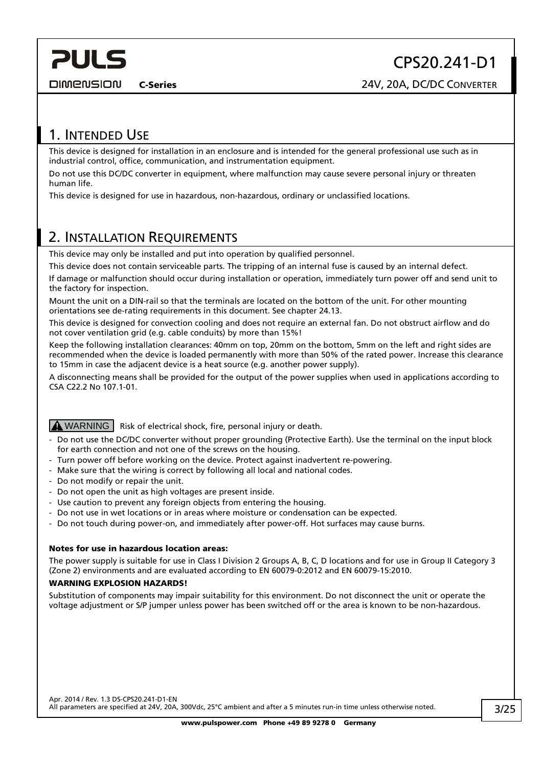## 1. Intended Use

This device is designed for installation in an enclosure and is intended for the general professional use such as in industrial control, office, communication, and instrumentation equipment.

Do not use this DC/DC converter in equipment, where malfunction may cause severe personal injury or threaten human life.

This device is designed for use in hazardous, non-hazardous, ordinary or unclassified locations.

## 2. Installation Requirements

This device may only be installed and put into operation by qualified personnel.

This device does not contain serviceable parts. The tripping of an internal fuse is caused by an internal defect.

If damage or malfunction should occur during installation or operation, immediately turn power off and send unit to the factory for inspection.

Mount the unit on a DIN-rail so that the terminals are located on the bottom of the unit. For other mounting orientations see de-rating requirements in this document. See chapter 24.13.

This device is designed for convection cooling and does not require an external fan. Do not obstruct airflow and do not cover ventilation grid (e.g. cable conduits) by more than 15%!

Keep the following installation clearances: 40mm on top, 20mm on the bottom, 5mm on the left and right sides are recommended when the device is loaded permanently with more than 50% of the rated power. Increase this clearance to 15mm in case the adjacent device is a heat source (e.g. another power supply).

A disconnecting means shall be provided for the output of the power supplies when used in applications according to CSA C22.2 No 107.1-01.

**⚠ WARNING** Risk of electrical shock, fire, personal injury or death.

- Do not use the DC/DC converter without proper grounding (Protective Earth). Use the terminal on the input block for earth connection and not one of the screws on the housing.
- Turn power off before working on the device. Protect against inadvertent re-powering.
- Make sure that the wiring is correct by following all local and national codes.
- Do not modify or repair the unit.
- Do not open the unit as high voltages are present inside.
- Use caution to prevent any foreign objects from entering the housing.
- Do not use in wet locations or in areas where moisture or condensation can be expected.
- Do not touch during power-on, and immediately after power-off. Hot surfaces may cause burns.

**Notes for use in hazardous location areas:**

The power supply is suitable for use in Class I Division 2 Groups A, B, C, D locations and for use in Group II Category 3 (Zone 2) environments and are evaluated according to EN 60079-0:2012 and EN 60079-15:2010.

**WARNING EXPLOSION HAZARDS!**

Substitution of components may impair suitability for this environment. Do not disconnect the unit or operate the voltage adjustment or S/P jumper unless power has been switched off or the area is known to be non-hazardous.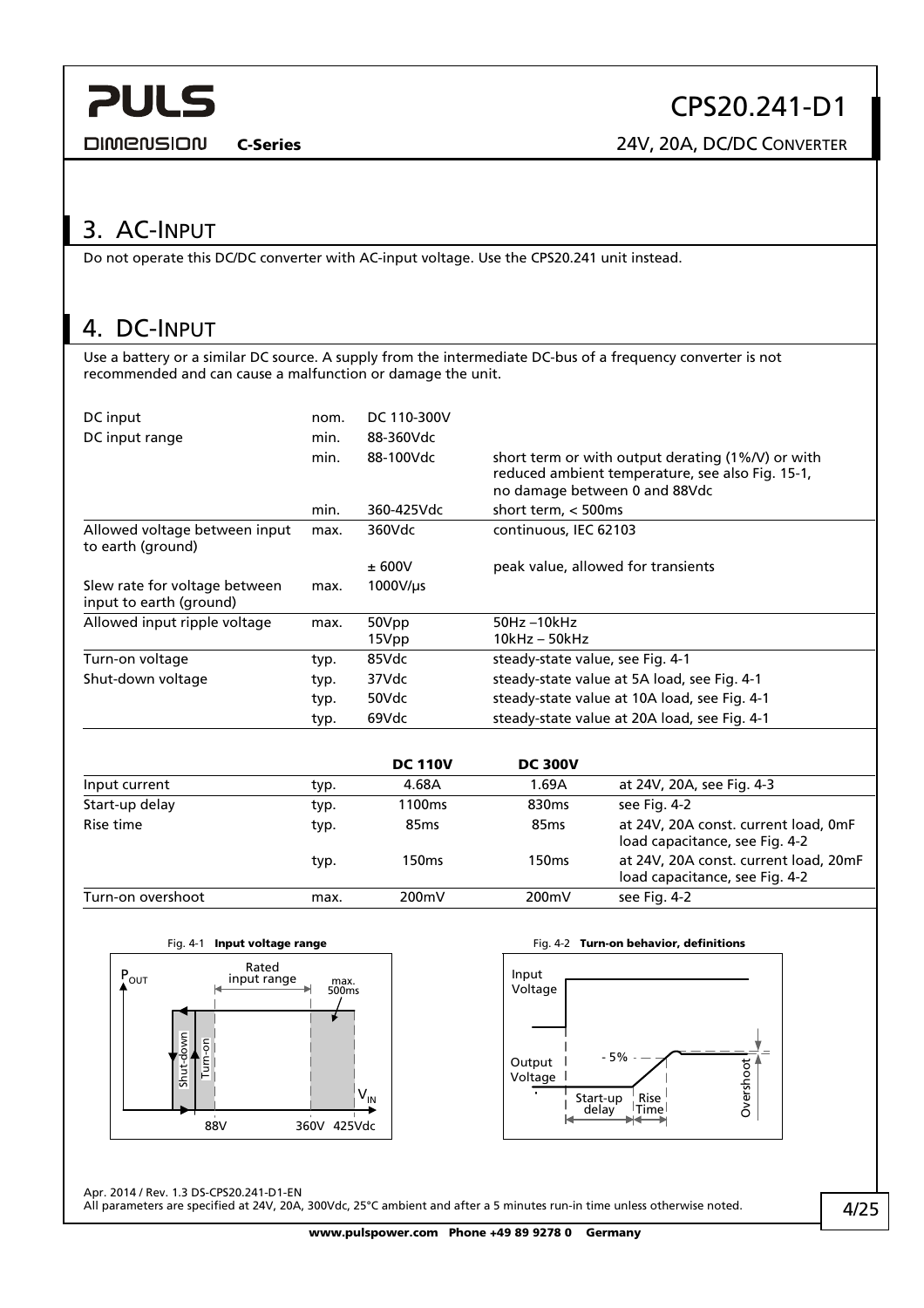## 3. AC-Input

Do not operate this DC/DC converter with AC-input voltage. Use the CPS20.241 unit instead.

## 4. DC-Input

Use a battery or a similar DC source. A supply from the intermediate DC-bus of a frequency converter is not recommended and can cause a malfunction or damage the unit.

| | | | |
|---|---|---|---|
| DC input | nom. | DC 110-300V | |
| DC input range | min. | 88-360Vdc | |
| | min. | 88-100Vdc | short term or with output derating (1%/V) or with reduced ambient temperature, see also Fig. 15-1, no damage between 0 and 88Vdc |
| | min. | 360-425Vdc | short term, < 500ms |
| Allowed voltage between input to earth (ground) | max. | 360Vdc | continuous, IEC 62103 |
| | | ± 600V | peak value, allowed for transients |
| Slew rate for voltage between input to earth (ground) | max. | 1000V/µs | |
| Allowed input ripple voltage | max. | 50Vpp<br>15Vpp | 50Hz –10kHz<br>10kHz – 50kHz |
| Turn-on voltage | typ. | 85Vdc | steady-state value, see Fig. 4-1 |
| Shut-down voltage | typ. | 37Vdc | steady-state value at 5A load, see Fig. 4-1 |
| | typ. | 50Vdc | steady-state value at 10A load, see Fig. 4-1 |
| | typ. | 69Vdc | steady-state value at 20A load, see Fig. 4-1 |

| | | **DC 110V** | **DC 300V** | |
|---|---|---|---|---|
| Input current | typ. | 4.68A | 1.69A | at 24V, 20A, see Fig. 4-3 |
| Start-up delay | typ. | 1100ms | 830ms | see Fig. 4-2 |
| Rise time | typ. | 85ms | 85ms | at 24V, 20A const. current load, 0mF load capacitance, see Fig. 4-2 |
| | typ. | 150ms | 150ms | at 24V, 20A const. current load, 20mF load capacitance, see Fig. 4-2 |
| Turn-on overshoot | max. | 200mV | 200mV | see Fig. 4-2 |

Fig. 4-1 **Input voltage range**

Fig. 4-2 **Turn-on behavior, definitions**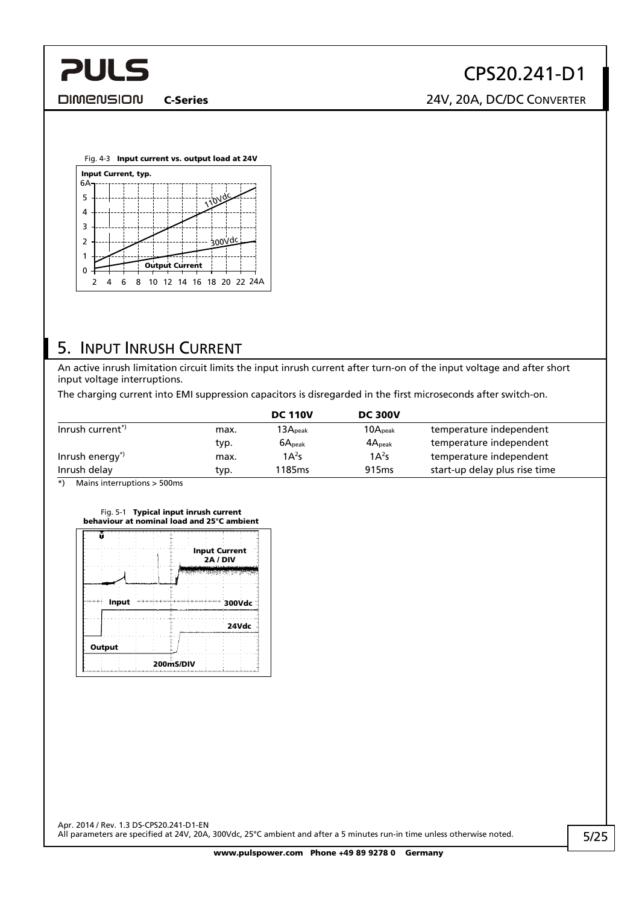Fig. 4-3 **Input current vs. output load at 24V**

## 5. Input Inrush Current

An active inrush limitation circuit limits the input inrush current after turn-on of the input voltage and after short input voltage interruptions.

The charging current into EMI suppression capacitors is disregarded in the first microseconds after switch-on.

| | | **DC 110V** | **DC 300V** | |
|---|---|---|---|---|
| Inrush current*) | max. | $13A_{peak}$ | $10A_{peak}$ | temperature independent |
| | typ. | $6A_{peak}$ | $4A_{peak}$ | temperature independent |
| Inrush energy*) | max. | $1A^2s$ | $1A^2s$ | temperature independent |
| Inrush delay | typ. | 1185ms | 915ms | start-up delay plus rise time |

*) Mains interruptions > 500ms

Fig. 5-1 **Typical input inrush current behaviour at nominal load and 25°C ambient**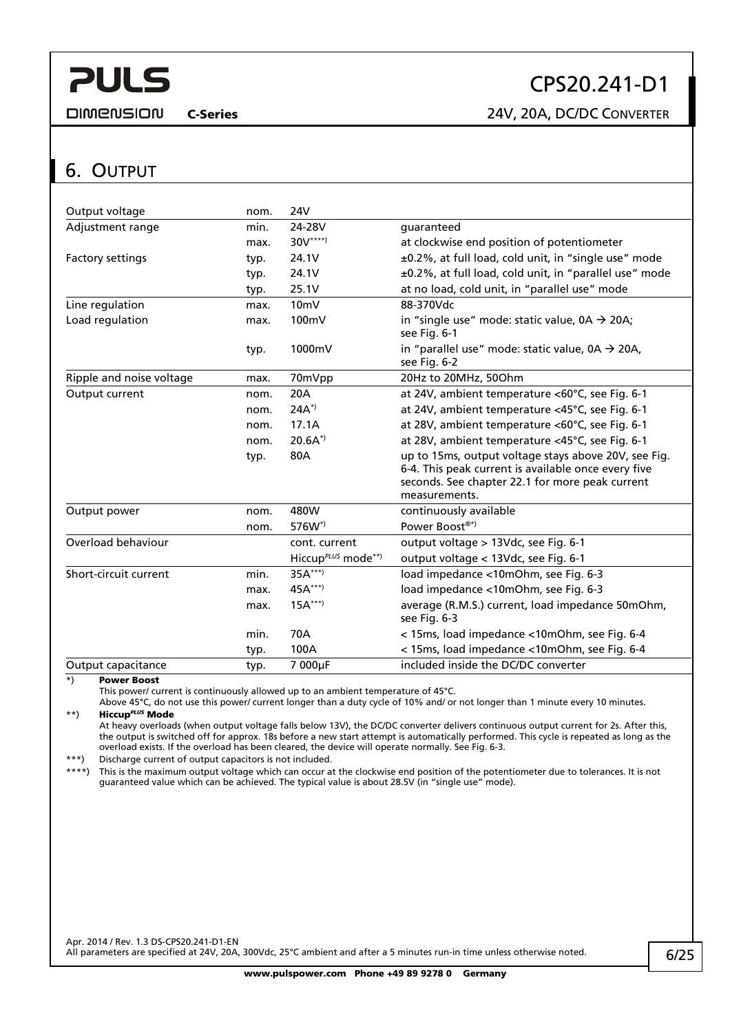## 6. Output

| | | | |
|---|---|---|---|
| Output voltage | nom. | 24V | |
| Adjustment range | min. | 24-28V | guaranteed |
| | max. | 30V****) | at clockwise end position of potentiometer |
| Factory settings | typ. | 24.1V | ±0.2%, at full load, cold unit, in "single use" mode |
| | typ. | 24.1V | ±0.2%, at full load, cold unit, in "parallel use" mode |
| | typ. | 25.1V | at no load, cold unit, in "parallel use" mode |
| Line regulation | max. | 10mV | 88-370Vdc |
| Load regulation | max. | 100mV | in "single use" mode: static value, 0A → 20A; see Fig. 6-1 |
| | typ. | 1000mV | in "parallel use" mode: static value, 0A → 20A, see Fig. 6-2 |
| Ripple and noise voltage | max. | 70mVpp | 20Hz to 20MHz, 50Ohm |
| Output current | nom. | 20A | at 24V, ambient temperature <60°C, see Fig. 6-1 |
| | nom. | 24A*) | at 24V, ambient temperature <45°C, see Fig. 6-1 |
| | nom. | 17.1A | at 28V, ambient temperature <60°C, see Fig. 6-1 |
| | nom. | 20.6A*) | at 28V, ambient temperature <45°C, see Fig. 6-1 |
| | typ. | 80A | up to 15ms, output voltage stays above 20V, see Fig. 6-4. This peak current is available once every five seconds. See chapter 22.1 for more peak current measurements. |
| Output power | nom. | 480W | continuously available |
| | nom. | 576W*) | Power Boost®*) |
| Overload behaviour | | cont. current | output voltage > 13Vdc, see Fig. 6-1 |
| | | Hiccup*PLUS* mode**) | output voltage < 13Vdc, see Fig. 6-1 |
| Short-circuit current | min. | 35A***) | load impedance <10mOhm, see Fig. 6-3 |
| | max. | 45A***) | load impedance <10mOhm, see Fig. 6-3 |
| | max. | 15A***) | average (R.M.S.) current, load impedance 50mOhm, see Fig. 6-3 |
| | min. | 70A | < 15ms, load impedance <10mOhm, see Fig. 6-4 |
| | typ. | 100A | < 15ms, load impedance <10mOhm, see Fig. 6-4 |
| Output capacitance | typ. | 7 000µF | included inside the DC/DC converter |

*) **Power Boost**
This power/ current is continuously allowed up to an ambient temperature of 45°C.
Above 45°C, do not use this power/ current longer than a duty cycle of 10% and/ or not longer than 1 minute every 10 minutes.

**) **Hiccup*PLUS* Mode**
At heavy overloads (when output voltage falls below 13V), the DC/DC converter delivers continuous output current for 2s. After this, the output is switched off for approx. 18s before a new start attempt is automatically performed. This cycle is repeated as long as the overload exists. If the overload has been cleared, the device will operate normally. See Fig. 6-3.

***) Discharge current of output capacitors is not included.

****) This is the maximum output voltage which can occur at the clockwise end position of the potentiometer due to tolerances. It is not guaranteed value which can be achieved. The typical value is about 28.5V (in "single use" mode).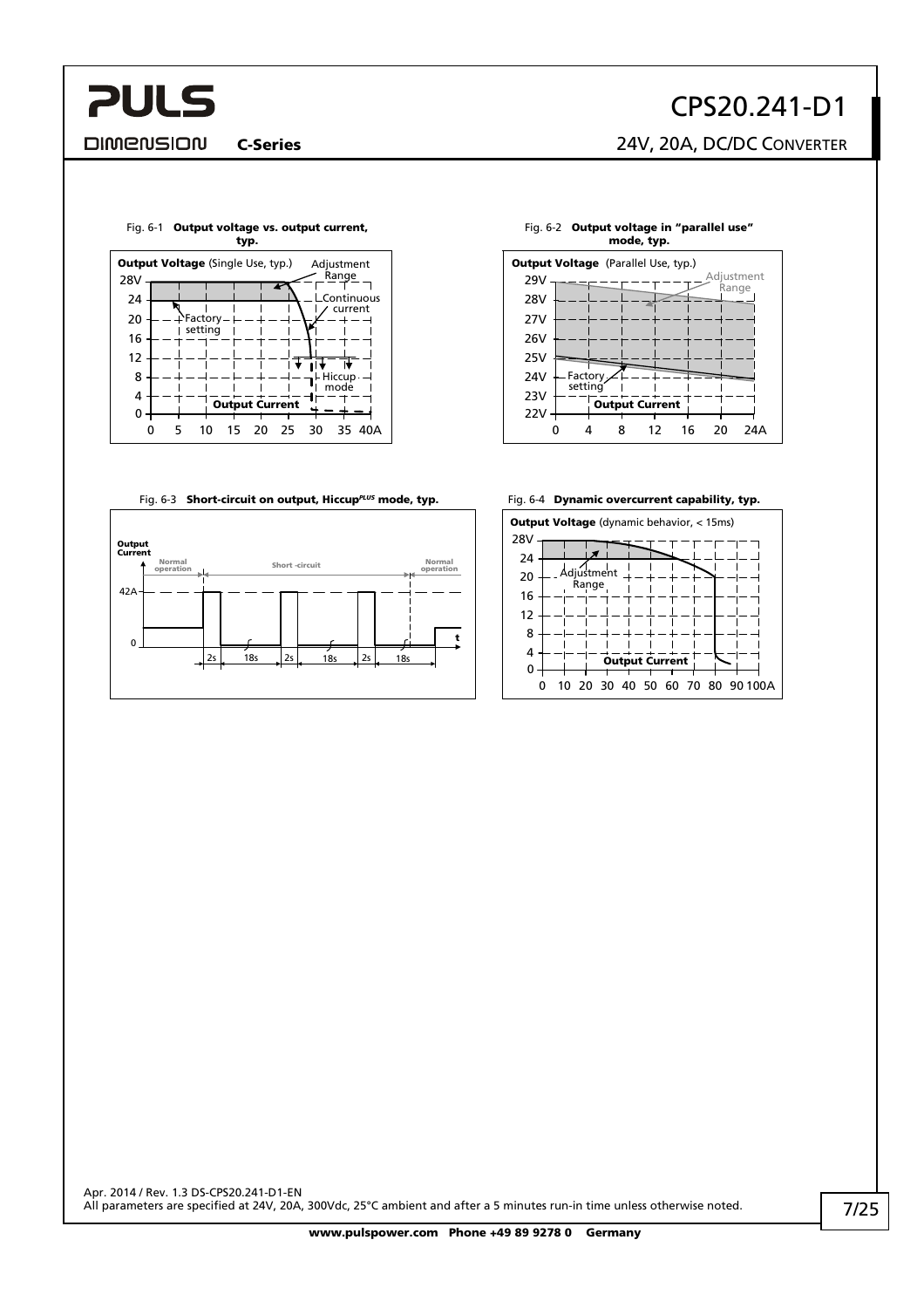Fig. 6-1 **Output voltage vs. output current, typ.**

Fig. 6-2 **Output voltage in "parallel use" mode, typ.**

Fig. 6-3 **Short-circuit on output, Hiccup*PLUS* mode, typ.**

Fig. 6-4 **Dynamic overcurrent capability, typ.**

Apr. 2014 / Rev. 1.3 DS-CPS20.241-D1-EN

All parameters are specified at 24V, 20A, 300Vdc, 25°C ambient and after a 5 minutes run-in time unless otherwise noted.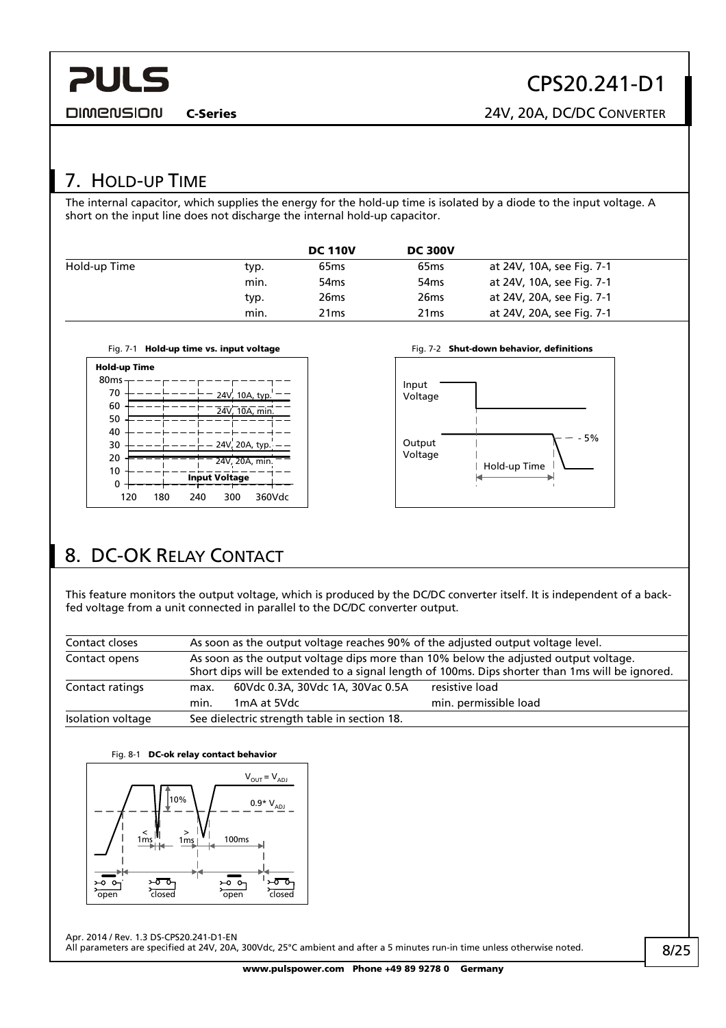## 7. Hold-up Time

The internal capacitor, which supplies the energy for the hold-up time is isolated by a diode to the input voltage. A short on the input line does not discharge the internal hold-up capacitor.

| | | DC 110V | DC 300V | |
|---|---|---|---|---|
| Hold-up Time | typ. | 65ms | 65ms | at 24V, 10A, see Fig. 7-1 |
| | min. | 54ms | 54ms | at 24V, 10A, see Fig. 7-1 |
| | typ. | 26ms | 26ms | at 24V, 20A, see Fig. 7-1 |
| | min. | 21ms | 21ms | at 24V, 20A, see Fig. 7-1 |

Fig. 7-1 **Hold-up time vs. input voltage**

Fig. 7-2 **Shut-down behavior, definitions**

## 8. DC-OK Relay Contact

This feature monitors the output voltage, which is produced by the DC/DC converter itself. It is independent of a back-fed voltage from a unit connected in parallel to the DC/DC converter output.

| | | | |
|---|---|---|---|
| Contact closes | As soon as the output voltage reaches 90% of the adjusted output voltage level. | | |
| Contact opens | As soon as the output voltage dips more than 10% below the adjusted output voltage. Short dips will be extended to a signal length of 100ms. Dips shorter than 1ms will be ignored. | | |
| Contact ratings | max. | 60Vdc 0.3A, 30Vdc 1A, 30Vac 0.5A | resistive load |
| | min. | 1mA at 5Vdc | min. permissible load |
| Isolation voltage | See dielectric strength table in section 18. | | |

Fig. 8-1 **DC-ok relay contact behavior**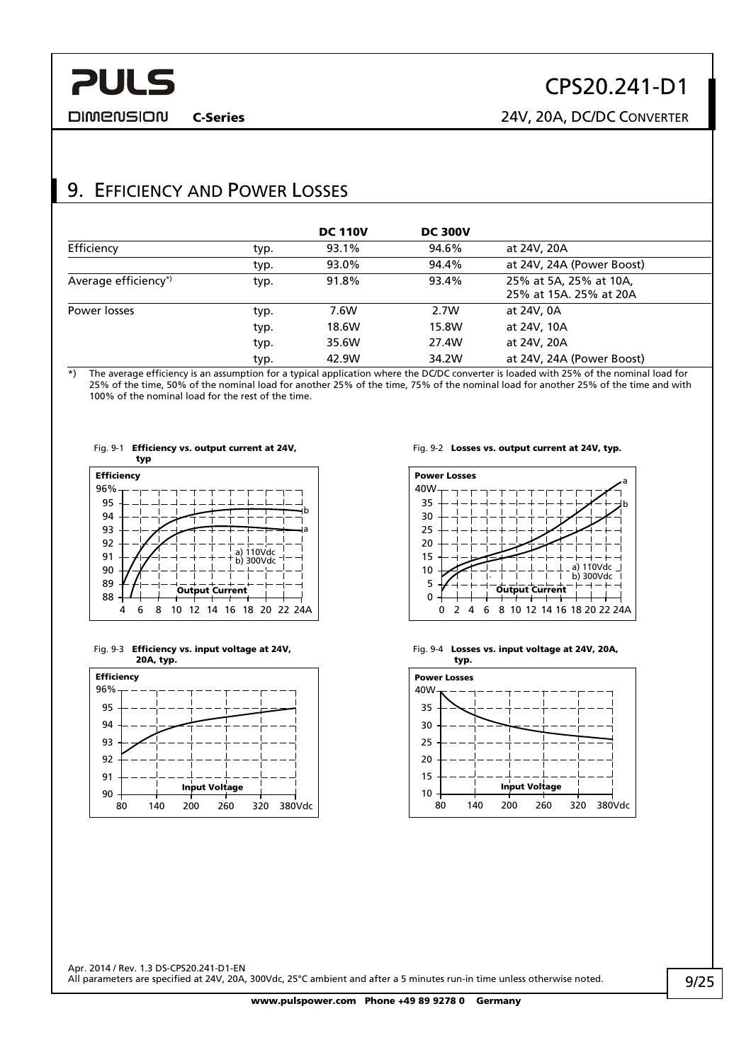## 9. Efficiency and Power Losses

| | | DC 110V | DC 300V | |
|---|---|---|---|---|
| Efficiency | typ. | 93.1% | 94.6% | at 24V, 20A |
| | typ. | 93.0% | 94.4% | at 24V, 24A (Power Boost) |
| Average efficiency*) | typ. | 91.8% | 93.4% | 25% at 5A, 25% at 10A, 25% at 15A. 25% at 20A |
| Power losses | typ. | 7.6W | 2.7W | at 24V, 0A |
| | typ. | 18.6W | 15.8W | at 24V, 10A |
| | typ. | 35.6W | 27.4W | at 24V, 20A |
| | typ. | 42.9W | 34.2W | at 24V, 24A (Power Boost) |

*) The average efficiency is an assumption for a typical application where the DC/DC converter is loaded with 25% of the nominal load for 25% of the time, 50% of the nominal load for another 25% of the time, 75% of the nominal load for another 25% of the time and with 100% of the nominal load for the rest of the time.

Fig. 9-1 **Efficiency vs. output current at 24V, typ**

Fig. 9-2 **Losses vs. output current at 24V, typ.**

Fig. 9-3 **Efficiency vs. input voltage at 24V, 20A, typ.**

Fig. 9-4 **Losses vs. input voltage at 24V, 20A, typ.**

All parameters are specified at 24V, 20A, 300Vdc, 25°C ambient and after a 5 minutes run-in time unless otherwise noted.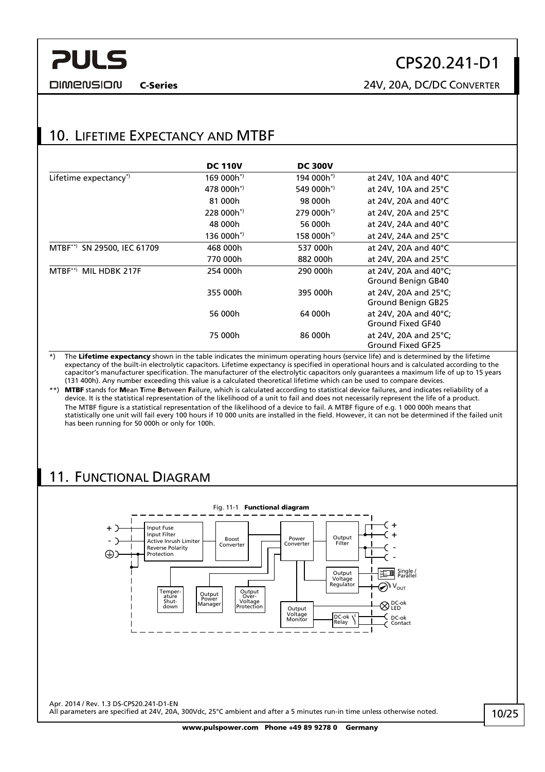## 10. Lifetime Expectancy and MTBF

| | DC 110V | DC 300V | |
|---|---|---|---|
| Lifetime expectancy*) | 169 000h*) | 194 000h*) | at 24V, 10A and 40°C |
| | 478 000h*) | 549 000h*) | at 24V, 10A and 25°C |
| | 81 000h | 98 000h | at 24V, 20A and 40°C |
| | 228 000h*) | 279 000h*) | at 24V, 20A and 25°C |
| | 48 000h | 56 000h | at 24V, 24A and 40°C |
| | 136 000h*) | 158 000h*) | at 24V, 24A and 25°C |
| MTBF**) SN 29500, IEC 61709 | 468 000h | 537 000h | at 24V, 20A and 40°C |
| | 770 000h | 882 000h | at 24V, 20A and 25°C |
| MTBF**) MIL HDBK 217F | 254 000h | 290 000h | at 24V, 20A and 40°C; Ground Benign GB40 |
| | 355 000h | 395 000h | at 24V, 20A and 25°C; Ground Benign GB25 |
| | 56 000h | 64 000h | at 24V, 20A and 40°C; Ground Fixed GF40 |
| | 75 000h | 86 000h | at 24V, 20A and 25°C; Ground Fixed GF25 |

*) The **Lifetime expectancy** shown in the table indicates the minimum operating hours (service life) and is determined by the lifetime expectancy of the built-in electrolytic capacitors. Lifetime expectancy is specified in operational hours and is calculated according to the capacitor's manufacturer specification. The manufacturer of the electrolytic capacitors only guarantees a maximum life of up to 15 years (131 400h). Any number exceeding this value is a calculated theoretical lifetime which can be used to compare devices.

**) **MTBF** stands for **M**ean **T**ime **B**etween **F**ailure, which is calculated according to statistical device failures, and indicates reliability of a device. It is the statistical representation of the likelihood of a unit to fail and does not necessarily represent the life of a product.
The MTBF figure is a statistical representation of the likelihood of a device to fail. A MTBF figure of e.g. 1 000 000h means that statistically one unit will fail every 100 hours if 10 000 units are installed in the field. However, it can not be determined if the failed unit has been running for 50 000h or only for 100h.

## 11. Functional Diagram

Fig. 11-1 **Functional diagram**

+ 
- 
⏚

Input Fuse
Input Filter
Active Inrush Limiter
Reverse Polarity Protection

Boost Converter

Power Converter

Output Filter

Temperature Shut-down

Output Power Manager

Output Over-Voltage Protection

Output Voltage Regulator

Output Voltage Monitor

DC-ok Relay

+
+
-
-
Single / Parallel
$V_{OUT}$
DC-ok LED
DC-ok Contact

Apr. 2014 / Rev. 1.3 DS-CPS20.241-D1-EN
All parameters are specified at 24V, 20A, 300Vdc, 25°C ambient and after a 5 minutes run-in time unless otherwise noted.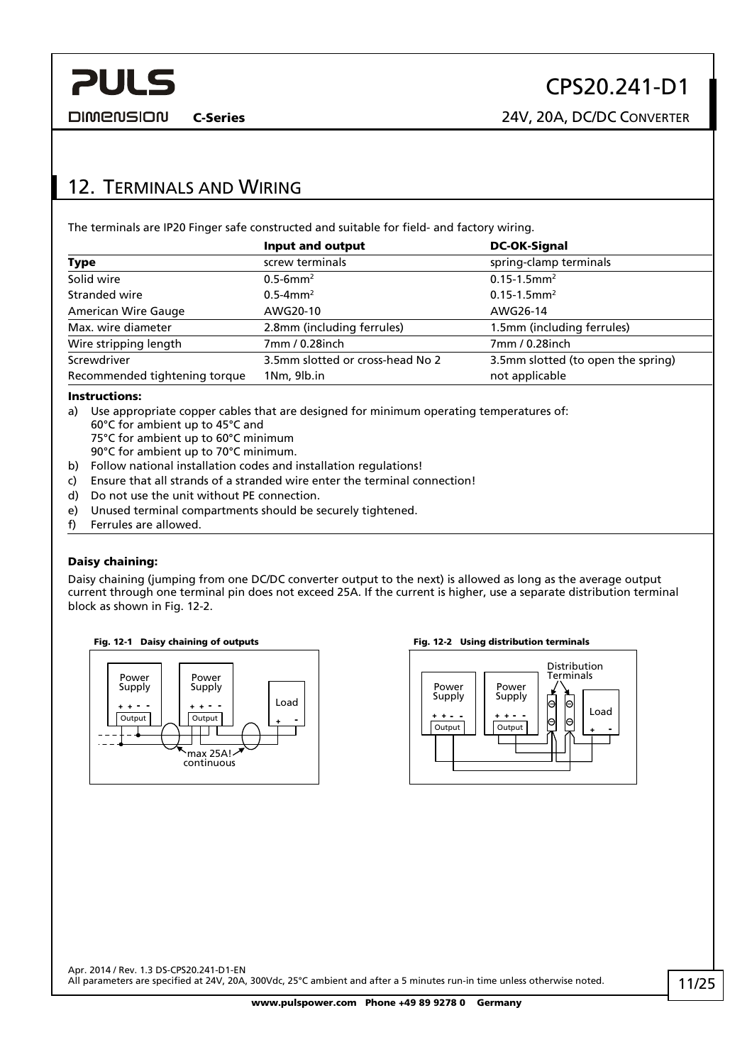# 12. Terminals and Wiring

The terminals are IP20 Finger safe constructed and suitable for field- and factory wiring.

| | Input and output | DC-OK-Signal |
|---|---|---|
| **Type** | screw terminals | spring-clamp terminals |
| Solid wire | 0.5-6mm² | 0.15-1.5mm² |
| Stranded wire | 0.5-4mm² | 0.15-1.5mm² |
| American Wire Gauge | AWG20-10 | AWG26-14 |
| Max. wire diameter | 2.8mm (including ferrules) | 1.5mm (including ferrules) |
| Wire stripping length | 7mm / 0.28inch | 7mm / 0.28inch |
| Screwdriver | 3.5mm slotted or cross-head No 2 | 3.5mm slotted (to open the spring) |
| Recommended tightening torque | 1Nm, 9lb.in | not applicable |

**Instructions:**

a) Use appropriate copper cables that are designed for minimum operating temperatures of:
60°C for ambient up to 45°C and
75°C for ambient up to 60°C minimum
90°C for ambient up to 70°C minimum.

b) Follow national installation codes and installation regulations!

c) Ensure that all strands of a stranded wire enter the terminal connection!

d) Do not use the unit without PE connection.

e) Unused terminal compartments should be securely tightened.

f) Ferrules are allowed.

**Daisy chaining:**

Daisy chaining (jumping from one DC/DC converter output to the next) is allowed as long as the average output current through one terminal pin does not exceed 25A. If the current is higher, use a separate distribution terminal block as shown in Fig. 12-2.

**Fig. 12-1 Daisy chaining of outputs**

**Fig. 12-2 Using distribution terminals**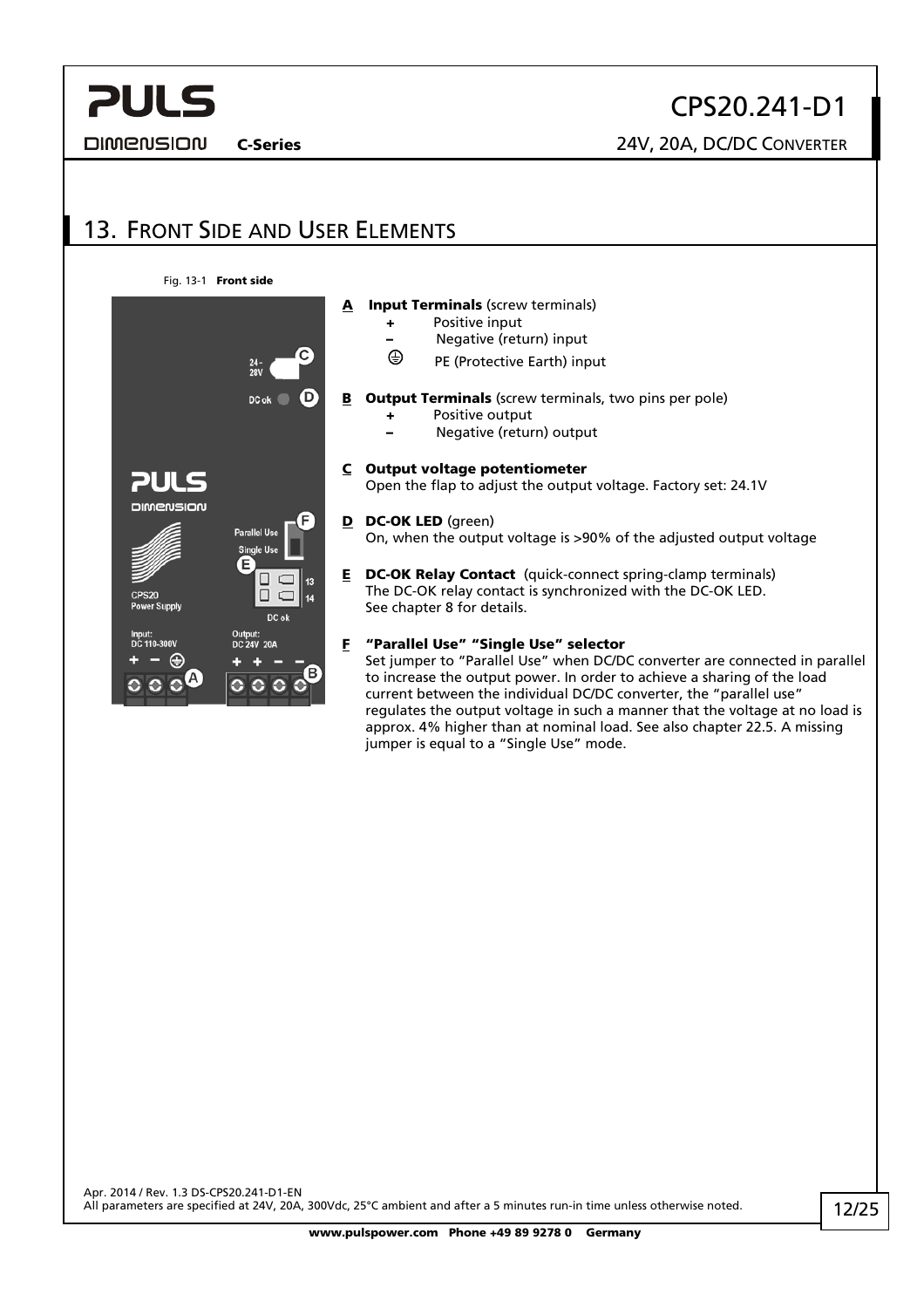## 13. Front Side and User Elements

Fig. 13-1 **Front side**

**A Input Terminals** (screw terminals)

- \+ Positive input
- – Negative (return) input
- ⏚ PE (Protective Earth) input

**B Output Terminals** (screw terminals, two pins per pole)

- \+ Positive output
- – Negative (return) output

**C Output voltage potentiometer**
Open the flap to adjust the output voltage. Factory set: 24.1V

**D DC-OK LED** (green)
On, when the output voltage is >90% of the adjusted output voltage

**E DC-OK Relay Contact** (quick-connect spring-clamp terminals)
The DC-OK relay contact is synchronized with the DC-OK LED.
See chapter 8 for details.

**F “Parallel Use” “Single Use” selector**
Set jumper to “Parallel Use” when DC/DC converter are connected in parallel to increase the output power. In order to achieve a sharing of the load current between the individual DC/DC converter, the “parallel use” regulates the output voltage in such a manner that the voltage at no load is approx. 4% higher than at nominal load. See also chapter 22.5. A missing jumper is equal to a “Single Use” mode.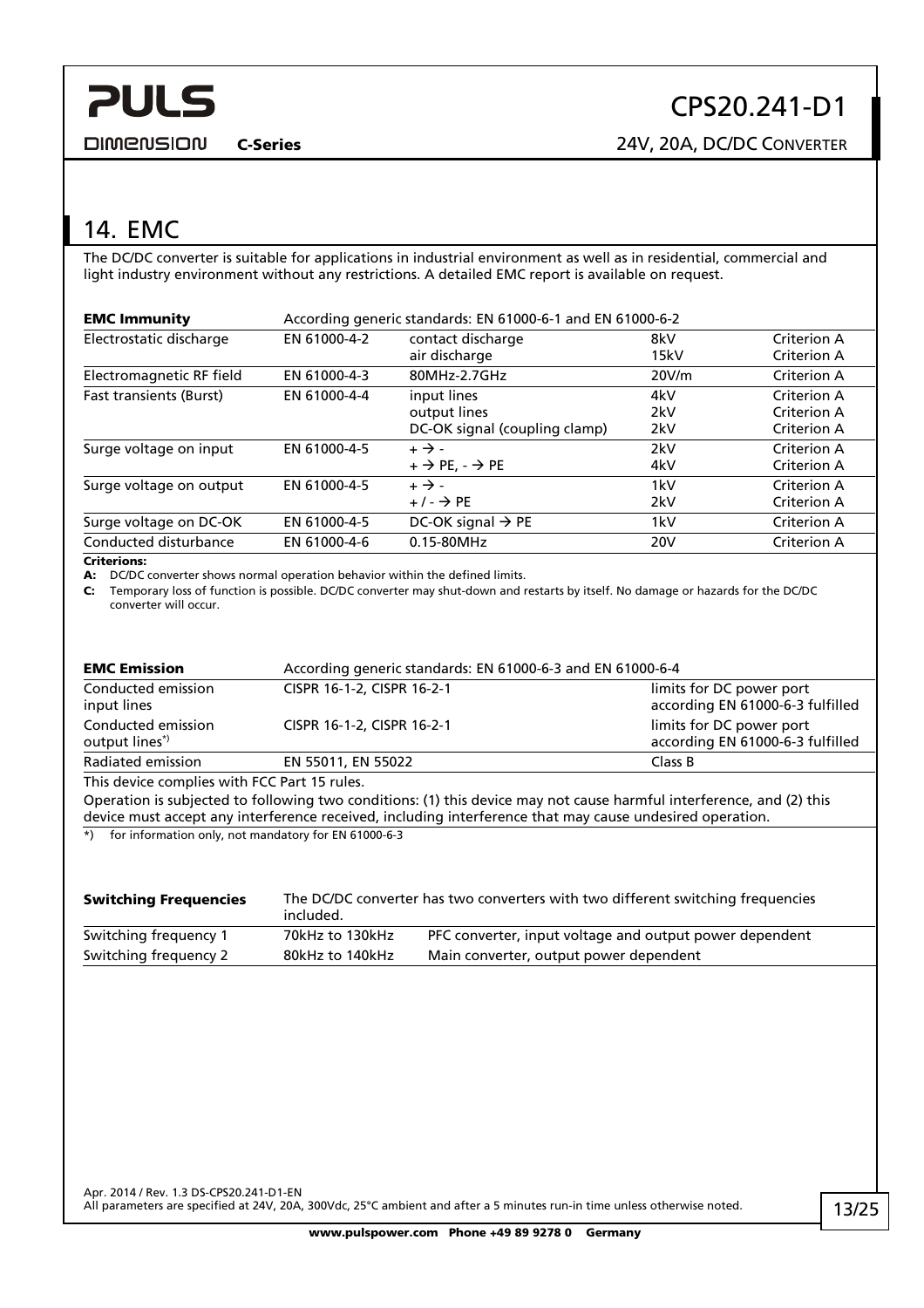## 14. EMC

The DC/DC converter is suitable for applications in industrial environment as well as in residential, commercial and light industry environment without any restrictions. A detailed EMC report is available on request.

| **EMC Immunity** | According generic standards: EN 61000-6-1 and EN 61000-6-2 | | | |
|---|---|---|---|---|
| Electrostatic discharge | EN 61000-4-2 | contact discharge<br>air discharge | 8kV<br>15kV | Criterion A<br>Criterion A |
| Electromagnetic RF field | EN 61000-4-3 | 80MHz-2.7GHz | 20V/m | Criterion A |
| Fast transients (Burst) | EN 61000-4-4 | input lines<br>output lines<br>DC-OK signal (coupling clamp) | 4kV<br>2kV<br>2kV | Criterion A<br>Criterion A<br>Criterion A |
| Surge voltage on input | EN 61000-4-5 | + → -<br>+ → PE, - → PE | 2kV<br>4kV | Criterion A<br>Criterion A |
| Surge voltage on output | EN 61000-4-5 | + → -<br>+ / - → PE | 1kV<br>2kV | Criterion A<br>Criterion A |
| Surge voltage on DC-OK | EN 61000-4-5 | DC-OK signal → PE | 1kV | Criterion A |
| Conducted disturbance | EN 61000-4-6 | 0.15-80MHz | 20V | Criterion A |

**Criterions:**

**A:** DC/DC converter shows normal operation behavior within the defined limits.

**C:** Temporary loss of function is possible. DC/DC converter may shut-down and restarts by itself. No damage or hazards for the DC/DC converter will occur.

| **EMC Emission** | According generic standards: EN 61000-6-3 and EN 61000-6-4 | |
|---|---|---|
| Conducted emission input lines | CISPR 16-1-2, CISPR 16-2-1 | limits for DC power port according EN 61000-6-3 fulfilled |
| Conducted emission output lines*) | CISPR 16-1-2, CISPR 16-2-1 | limits for DC power port according EN 61000-6-3 fulfilled |
| Radiated emission | EN 55011, EN 55022 | Class B |

This device complies with FCC Part 15 rules.

Operation is subjected to following two conditions: (1) this device may not cause harmful interference, and (2) this device must accept any interference received, including interference that may cause undesired operation.

*) for information only, not mandatory for EN 61000-6-3

| **Switching Frequencies** | The DC/DC converter has two converters with two different switching frequencies included. | |
|---|---|---|
| Switching frequency 1 | 70kHz to 130kHz | PFC converter, input voltage and output power dependent |
| Switching frequency 2 | 80kHz to 140kHz | Main converter, output power dependent |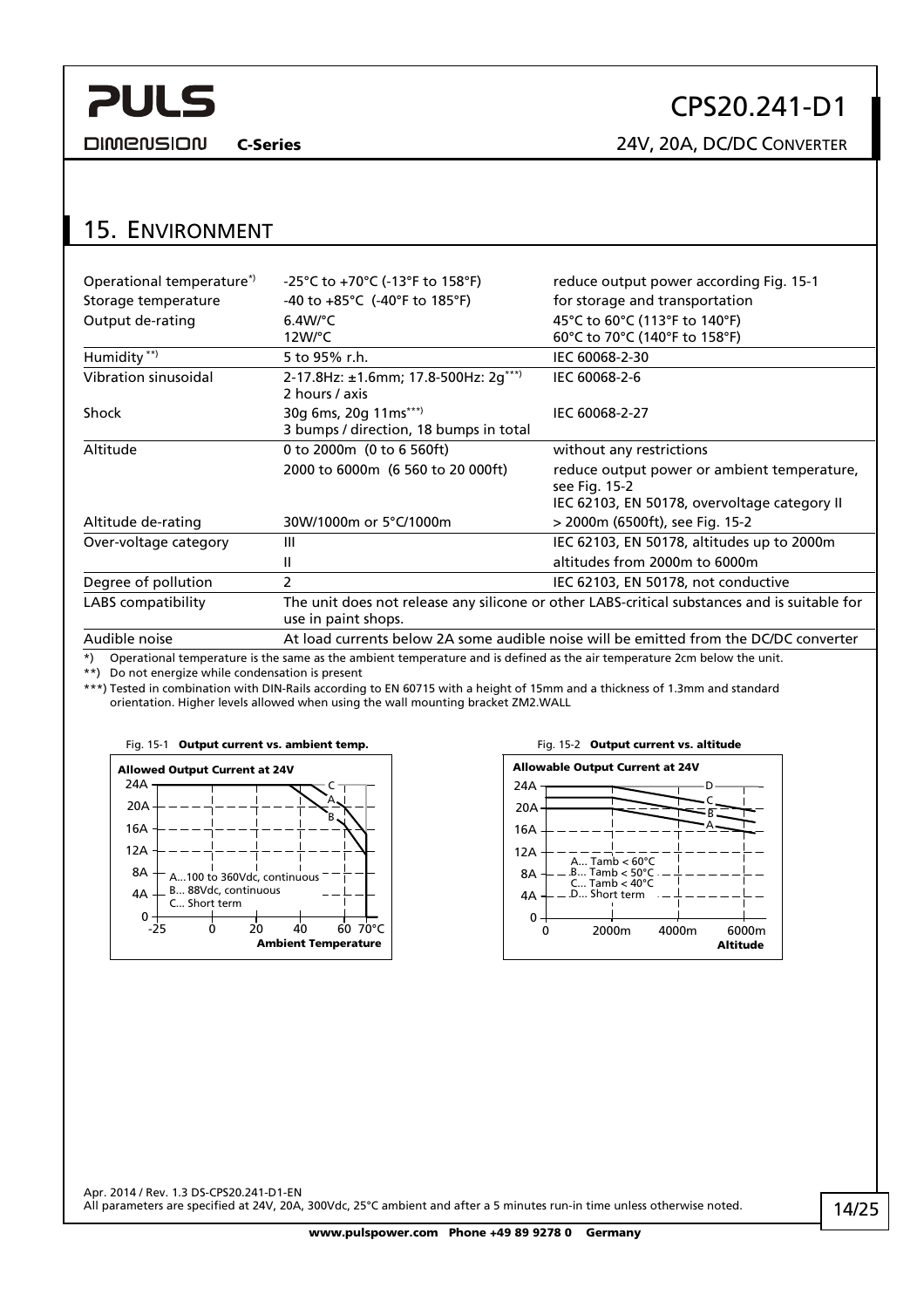## 15. Environment

| | | |
|---|---|---|
| Operational temperature*) | -25°C to +70°C (-13°F to 158°F) | reduce output power according Fig. 15-1 |
| Storage temperature | -40 to +85°C (-40°F to 185°F) | for storage and transportation |
| Output de-rating | 6.4W/°C<br>12W/°C | 45°C to 60°C (113°F to 140°F)<br>60°C to 70°C (140°F to 158°F) |
| Humidity **) | 5 to 95% r.h. | IEC 60068-2-30 |
| Vibration sinusoidal | 2-17.8Hz: ±1.6mm; 17.8-500Hz: 2g***)<br>2 hours / axis | IEC 60068-2-6 |
| Shock | 30g 6ms, 20g 11ms***)<br>3 bumps / direction, 18 bumps in total | IEC 60068-2-27 |
| Altitude | 0 to 2000m (0 to 6 560ft) | without any restrictions |
| | 2000 to 6000m (6 560 to 20 000ft) | reduce output power or ambient temperature, see Fig. 15-2<br>IEC 62103, EN 50178, overvoltage category II |
| Altitude de-rating | 30W/1000m or 5°C/1000m | > 2000m (6500ft), see Fig. 15-2 |
| Over-voltage category | III | IEC 62103, EN 50178, altitudes up to 2000m |
| | II | altitudes from 2000m to 6000m |
| Degree of pollution | 2 | IEC 62103, EN 50178, not conductive |
| LABS compatibility | The unit does not release any silicone or other LABS-critical substances and is suitable for use in paint shops. | |
| Audible noise | At load currents below 2A some audible noise will be emitted from the DC/DC converter | |

*) Operational temperature is the same as the ambient temperature and is defined as the air temperature 2cm below the unit.

**) Do not energize while condensation is present

***) Tested in combination with DIN-Rails according to EN 60715 with a height of 15mm and a thickness of 1.3mm and standard orientation. Higher levels allowed when using the wall mounting bracket ZM2.WALL

Fig. 15-1 **Output current vs. ambient temp.**

Fig. 15-2 **Output current vs. altitude**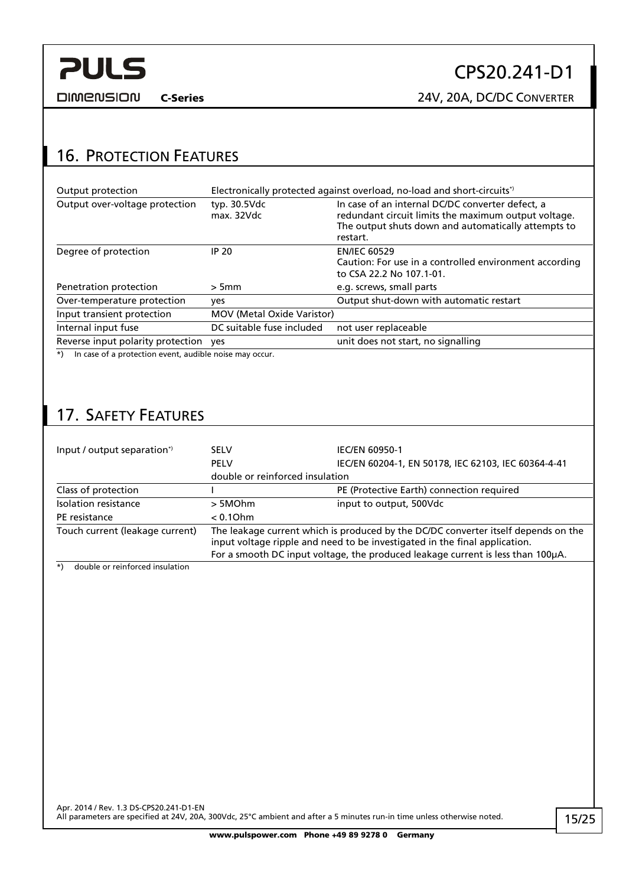## 16. Protection Features

| | | |
|---|---|---|
| Output protection | Electronically protected against overload, no-load and short-circuits*) | |
| Output over-voltage protection | typ. 30.5Vdc<br>max. 32Vdc | In case of an internal DC/DC converter defect, a redundant circuit limits the maximum output voltage. The output shuts down and automatically attempts to restart. |
| Degree of protection | IP 20 | EN/IEC 60529<br>Caution: For use in a controlled environment according to CSA 22.2 No 107.1-01. |
| Penetration protection | > 5mm | e.g. screws, small parts |
| Over-temperature protection | yes | Output shut-down with automatic restart |
| Input transient protection | MOV (Metal Oxide Varistor) | |
| Internal input fuse | DC suitable fuse included | not user replaceable |
| Reverse input polarity protection | yes | unit does not start, no signalling |

*) In case of a protection event, audible noise may occur.

## 17. Safety Features

| | | |
|---|---|---|
| Input / output separation*) | SELV | IEC/EN 60950-1 |
| | PELV | IEC/EN 60204-1, EN 50178, IEC 62103, IEC 60364-4-41 |
| | double or reinforced insulation | |
| Class of protection | I | PE (Protective Earth) connection required |
| Isolation resistance | > 5MOhm | input to output, 500Vdc |
| PE resistance | < 0.1Ohm | |
| Touch current (leakage current) | The leakage current which is produced by the DC/DC converter itself depends on the input voltage ripple and need to be investigated in the final application.<br>For a smooth DC input voltage, the produced leakage current is less than 100µA. | |

*) double or reinforced insulation

Apr. 2014 / Rev. 1.3 DS-CPS20.241-D1-EN
All parameters are specified at 24V, 20A, 300Vdc, 25°C ambient and after a 5 minutes run-in time unless otherwise noted.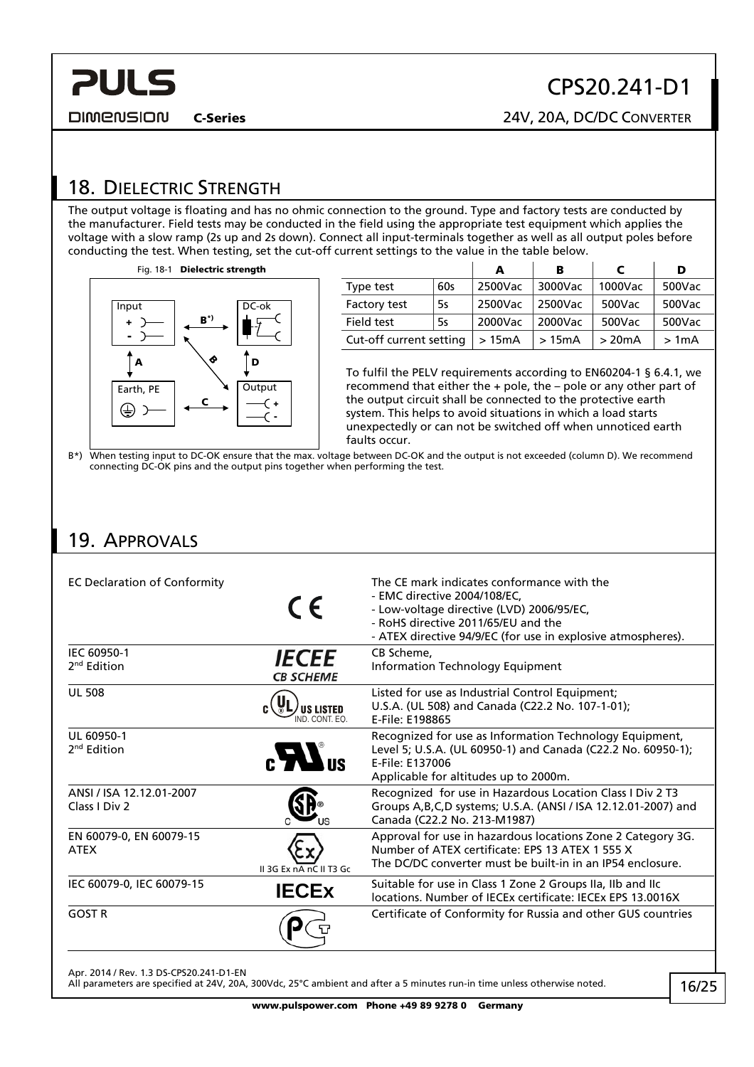## 18. Dielectric Strength

The output voltage is floating and has no ohmic connection to the ground. Type and factory tests are conducted by the manufacturer. Field tests may be conducted in the field using the appropriate test equipment which applies the voltage with a slow ramp (2s up and 2s down). Connect all input-terminals together as well as all output poles before conducting the test. When testing, set the cut-off current settings to the value in the table below.

Fig. 18-1 **Dielectric strength**

| | | A | B | C | D |
|---|---|---|---|---|---|
| Type test | 60s | 2500Vac | 3000Vac | 1000Vac | 500Vac |
| Factory test | 5s | 2500Vac | 2500Vac | 500Vac | 500Vac |
| Field test | 5s | 2000Vac | 2000Vac | 500Vac | 500Vac |
| Cut-off current setting | | > 15mA | > 15mA | > 20mA | > 1mA |

To fulfil the PELV requirements according to EN60204-1 § 6.4.1, we recommend that either the + pole, the – pole or any other part of the output circuit shall be connected to the protective earth system. This helps to avoid situations in which a load starts unexpectedly or can not be switched off when unnoticed earth faults occur.

B*) When testing input to DC-OK ensure that the max. voltage between DC-OK and the output is not exceeded (column D). We recommend connecting DC-OK pins and the output pins together when performing the test.

## 19. Approvals

| | | |
|---|---|---|
| EC Declaration of Conformity | CE | The CE mark indicates conformance with the<br>- EMC directive 2004/108/EC,<br>- Low-voltage directive (LVD) 2006/95/EC,<br>- RoHS directive 2011/65/EU and the<br>- ATEX directive 94/9/EC (for use in explosive atmospheres). |
| IEC 60950-1<br>2nd Edition | IECEE CB SCHEME | CB Scheme,<br>Information Technology Equipment |
| UL 508 | UL US LISTED IND. CONT. EQ. | Listed for use as Industrial Control Equipment;<br>U.S.A. (UL 508) and Canada (C22.2 No. 107-1-01);<br>E-File: E198865 |
| UL 60950-1<br>2nd Edition | c RU us | Recognized for use as Information Technology Equipment, Level 5; U.S.A. (UL 60950-1) and Canada (C22.2 No. 60950-1);<br>E-File: E137006<br>Applicable for altitudes up to 2000m. |
| ANSI / ISA 12.12.01-2007<br>Class I Div 2 | CSA C US | Recognized for use in Hazardous Location Class I Div 2 T3 Groups A,B,C,D systems; U.S.A. (ANSI / ISA 12.12.01-2007) and Canada (C22.2 No. 213-M1987) |
| EN 60079-0, EN 60079-15<br>ATEX | Ex II 3G Ex nA nC II T3 Gc | Approval for use in hazardous locations Zone 2 Category 3G.<br>Number of ATEX certificate: EPS 13 ATEX 1 555 X<br>The DC/DC converter must be built-in in an IP54 enclosure. |
| IEC 60079-0, IEC 60079-15 | IECEx | Suitable for use in Class 1 Zone 2 Groups IIa, IIb and IIc locations. Number of IECEx certificate: IECEx EPS 13.0016X |
| GOST R | PCT | Certificate of Conformity for Russia and other GUS countries |

Apr. 2014 / Rev. 1.3 DS-CPS20.241-D1-EN

All parameters are specified at 24V, 20A, 300Vdc, 25°C ambient and after a 5 minutes run-in time unless otherwise noted.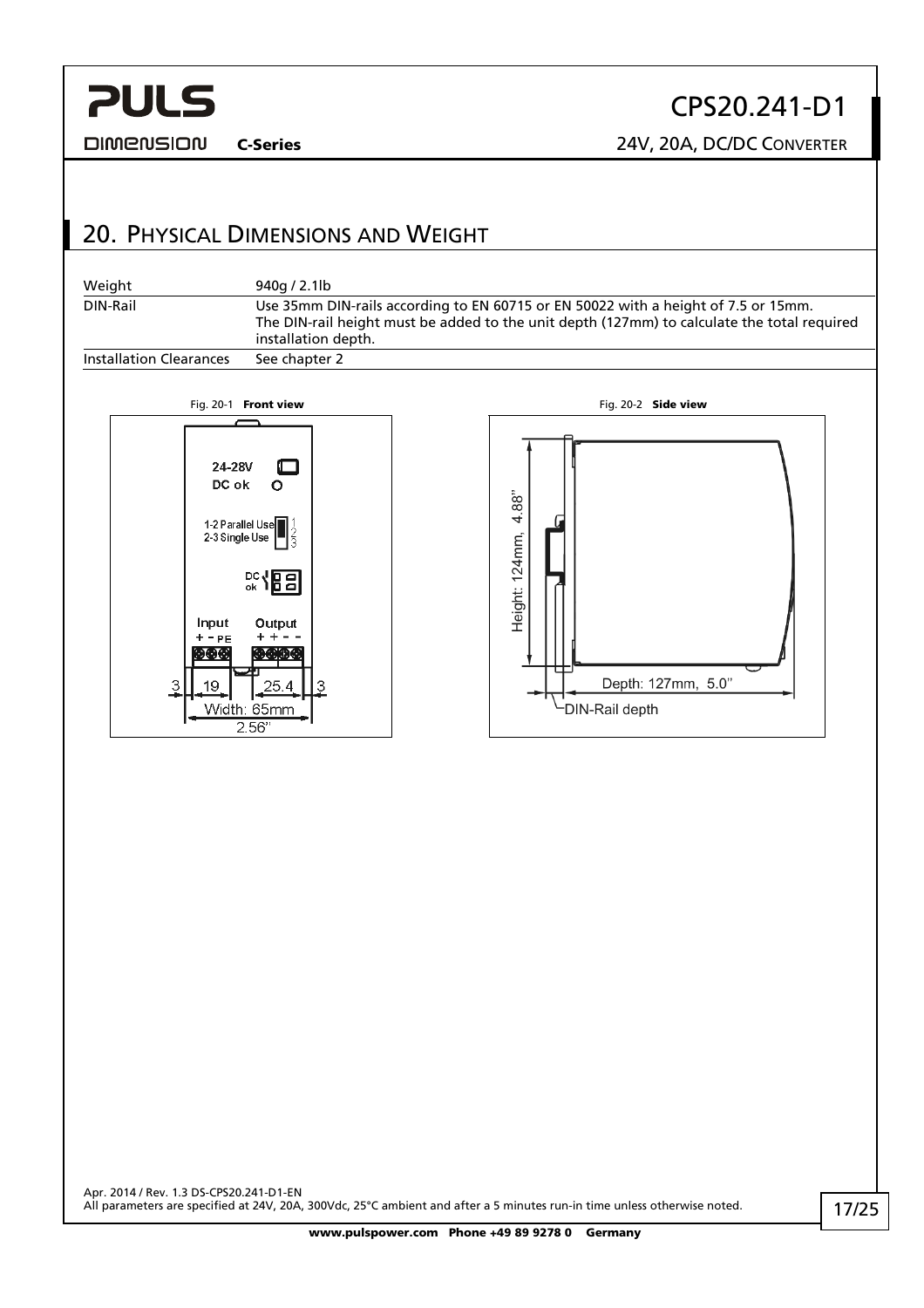## 20. Physical Dimensions and Weight

| | |
|---|---|
| Weight | 940g / 2.1lb |
| DIN-Rail | Use 35mm DIN-rails according to EN 60715 or EN 50022 with a height of 7.5 or 15mm. The DIN-rail height must be added to the unit depth (127mm) to calculate the total required installation depth. |
| Installation Clearances | See chapter 2 |

Fig. 20-1 **Front view**

Fig. 20-2 **Side view**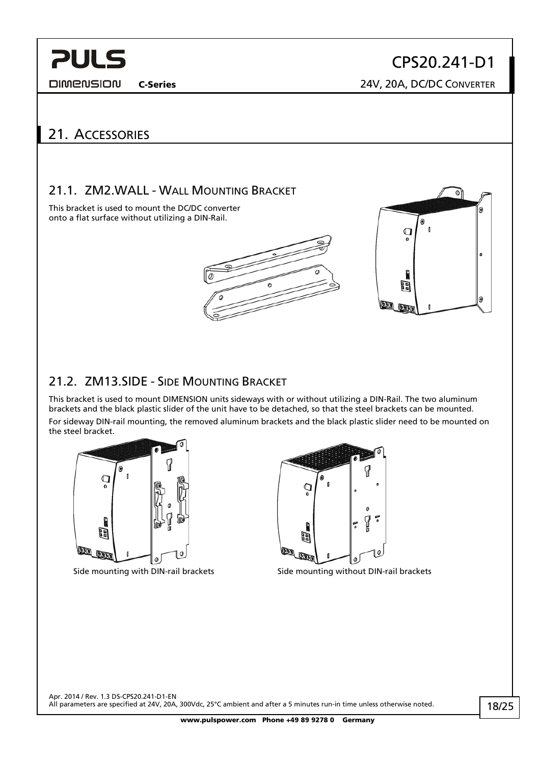# 21. Accessories

## 21.1. ZM2.WALL - Wall Mounting Bracket

This bracket is used to mount the DC/DC converter onto a flat surface without utilizing a DIN-Rail.

## 21.2. ZM13.SIDE - Side Mounting Bracket

This bracket is used to mount DIMENSION units sideways with or without utilizing a DIN-Rail. The two aluminum brackets and the black plastic slider of the unit have to be detached, so that the steel brackets can be mounted.

For sideway DIN-rail mounting, the removed aluminum brackets and the black plastic slider need to be mounted on the steel bracket.

Side mounting with DIN-rail brackets

Side mounting without DIN-rail brackets

Apr. 2014 / Rev. 1.3 DS-CPS20.241-D1-EN
All parameters are specified at 24V, 20A, 300Vdc, 25°C ambient and after a 5 minutes run-in time unless otherwise noted.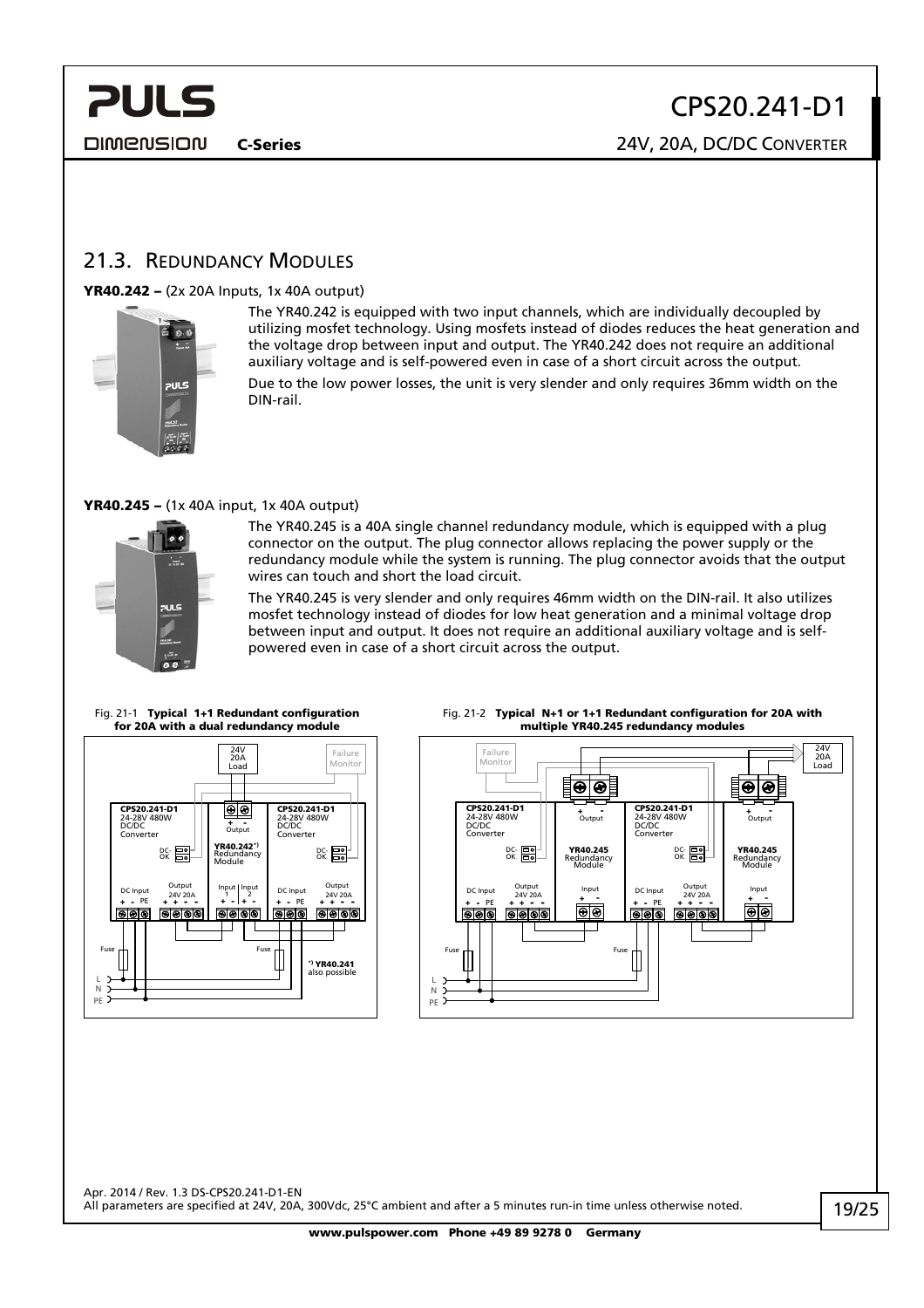## 21.3. Redundancy Modules

**YR40.242 –** (2x 20A Inputs, 1x 40A output)

The YR40.242 is equipped with two input channels, which are individually decoupled by utilizing mosfet technology. Using mosfets instead of diodes reduces the heat generation and the voltage drop between input and output. The YR40.242 does not require an additional auxiliary voltage and is self-powered even in case of a short circuit across the output.

Due to the low power losses, the unit is very slender and only requires 36mm width on the DIN-rail.

**YR40.245 –** (1x 40A input, 1x 40A output)

The YR40.245 is a 40A single channel redundancy module, which is equipped with a plug connector on the output. The plug connector allows replacing the power supply or the redundancy module while the system is running. The plug connector avoids that the output wires can touch and short the load circuit.

The YR40.245 is very slender and only requires 46mm width on the DIN-rail. It also utilizes mosfet technology for low heat generation and a minimal voltage drop between input and output. It does not require an additional auxiliary voltage and is self-powered even in case of a short circuit across the output.

Fig. 21-1 **Typical 1+1 Redundant configuration for 20A with a dual redundancy module**

Fig. 21-2 **Typical N+1 or 1+1 Redundant configuration for 20A with multiple YR40.245 redundancy modules**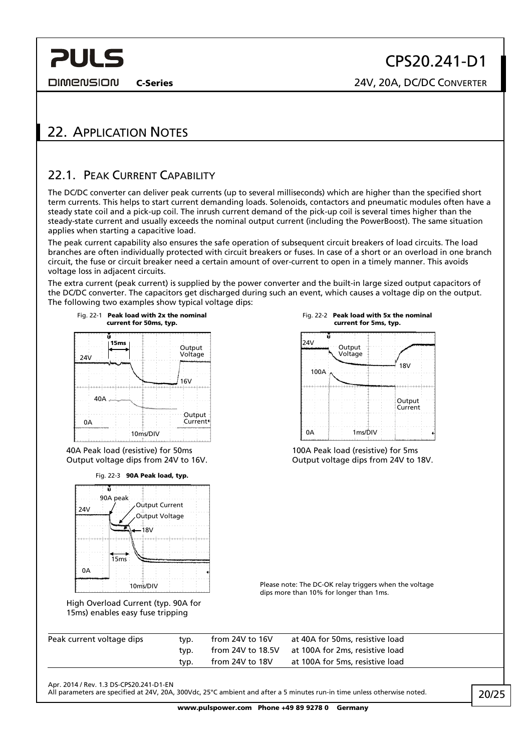## 22. Application Notes

### 22.1. Peak Current Capability

The DC/DC converter can deliver peak currents (up to several milliseconds) which are higher than the specified short term currents. This helps to start current demanding loads. Solenoids, contactors and pneumatic modules often have a steady state coil and a pick-up coil. The inrush current demand of the pick-up coil is several times higher than the steady-state current and usually exceeds the nominal output current (including the PowerBoost). The same situation applies when starting a capacitive load.

The peak current capability also ensures the safe operation of subsequent circuit breakers of load circuits. The load branches are often individually protected with circuit breakers or fuses. In case of a short or an overload in one branch circuit, the fuse or circuit breaker need a certain amount of over-current to open in a timely manner. This avoids voltage loss in adjacent circuits.

The extra current (peak current) is supplied by the power converter and the built-in large sized output capacitors of the DC/DC converter. The capacitors get discharged during such an event, which causes a voltage dip on the output. The following two examples show typical voltage dips:

Fig. 22-1 **Peak load with 2x the nominal current for 50ms, typ.**

40A Peak load (resistive) for 50ms
Output voltage dips from 24V to 16V.

Fig. 22-2 **Peak load with 5x the nominal current for 5ms, typ.**

100A Peak load (resistive) for 5ms
Output voltage dips from 24V to 18V.

Fig. 22-3 **90A Peak load, typ.**

High Overload Current (typ. 90A for 15ms) enables easy fuse tripping

Please note: The DC-OK relay triggers when the voltage dips more than 10% for longer than 1ms.

| | | | |
|---|---|---|---|
| Peak current voltage dips | typ. | from 24V to 16V | at 40A for 50ms, resistive load |
| | typ. | from 24V to 18.5V | at 100A for 2ms, resistive load |
| | typ. | from 24V to 18V | at 100A for 5ms, resistive load |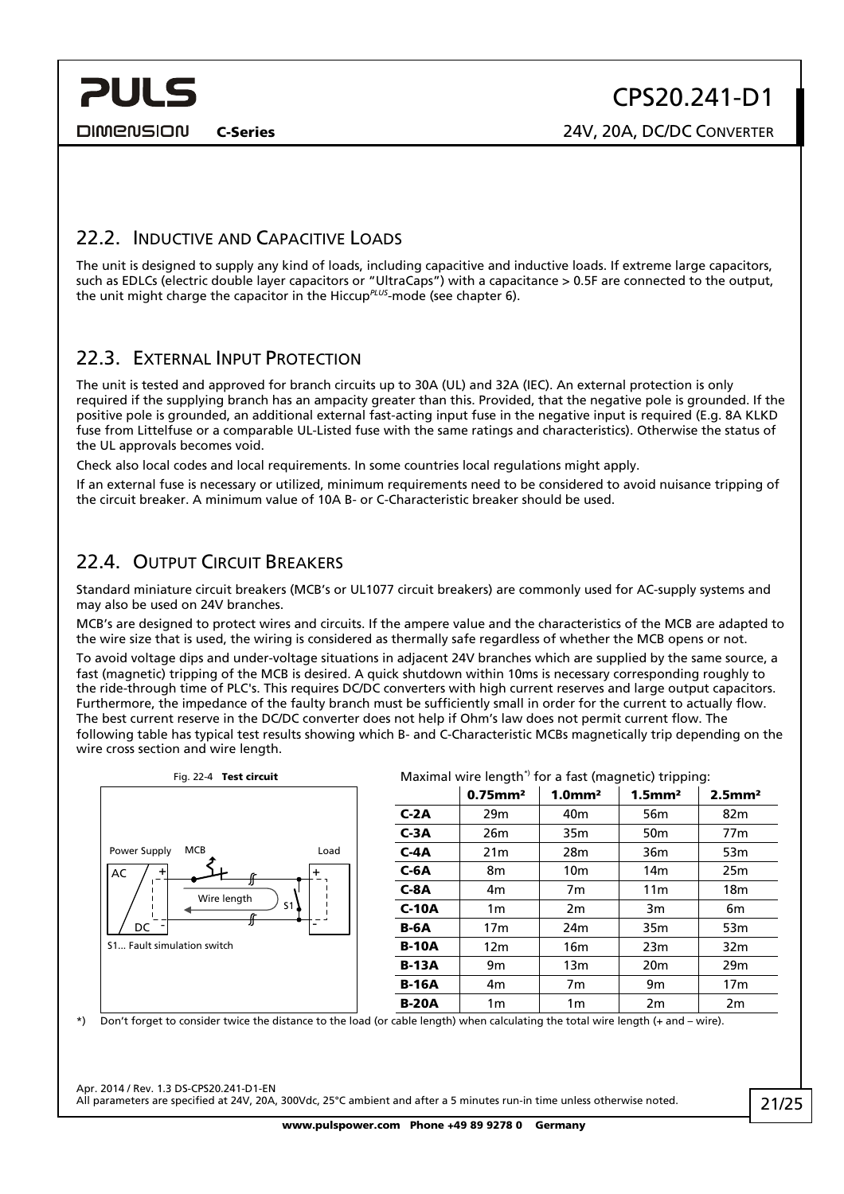## 22.2. Inductive and Capacitive Loads

The unit is designed to supply any kind of loads, including capacitive and inductive loads. If extreme large capacitors, such as EDLCs (electric double layer capacitors or "UltraCaps") with a capacitance > 0.5F are connected to the output, the unit might charge the capacitor in the Hiccup*PLUS*-mode (see chapter 6).

## 22.3. External Input Protection

The unit is tested and approved for branch circuits up to 30A (UL) and 32A (IEC). An external protection is only required if the supplying branch has an ampacity greater than this. Provided, that the negative pole is grounded. If the positive pole is grounded, an additional external fast-acting input fuse in the negative input is required (E.g. 8A KLKD fuse from Littelfuse or a comparable UL-Listed fuse with the same ratings and characteristics). Otherwise the status of the UL approvals becomes void.

Check also local codes and local requirements. In some countries local regulations might apply.

If an external fuse is necessary or utilized, minimum requirements need to be considered to avoid nuisance tripping of the circuit breaker. A minimum value of 10A B- or C-Characteristic breaker should be used.

## 22.4. Output Circuit Breakers

Standard miniature circuit breakers (MCB's or UL1077 circuit breakers) are commonly used for AC-supply systems and may also be used on 24V branches.

MCB's are designed to protect wires and circuits. If the ampere value and the characteristics of the MCB are adapted to the wire size that is used, the wiring is considered as thermally safe regardless of whether the MCB opens or not.

To avoid voltage dips and under-voltage situations in adjacent 24V branches which are supplied by the same source, a fast (magnetic) tripping of the MCB is desired. A quick shutdown within 10ms is necessary corresponding roughly to the ride-through time of PLC's. This requires DC/DC converters with high current reserves and large output capacitors. Furthermore, the impedance of the faulty branch must be sufficiently small in order for the current to actually flow. The best current reserve in the DC/DC converter does not help if Ohm's law does not permit current flow. The following table has typical test results showing which B- and C-Characteristic MCBs magnetically trip depending on the wire cross section and wire length.

Fig. 22-4 **Test circuit**

Power Supply, MCB, Load, AC, DC, Wire length, S1

S1... Fault simulation switch

Maximal wire length*) for a fast (magnetic) tripping:

| | 0.75mm² | 1.0mm² | 1.5mm² | 2.5mm² |
|---|---|---|---|---|
| **C-2A** | 29m | 40m | 56m | 82m |
| **C-3A** | 26m | 35m | 50m | 77m |
| **C-4A** | 21m | 28m | 36m | 53m |
| **C-6A** | 8m | 10m | 14m | 25m |
| **C-8A** | 4m | 7m | 11m | 18m |
| **C-10A** | 1m | 2m | 3m | 6m |
| **B-6A** | 17m | 24m | 35m | 53m |
| **B-10A** | 12m | 16m | 23m | 32m |
| **B-13A** | 9m | 13m | 20m | 29m |
| **B-16A** | 4m | 7m | 9m | 17m |
| **B-20A** | 1m | 1m | 2m | 2m |

*) Don't forget to consider twice the distance to the load (or cable length) when calculating the total wire length (+ and – wire).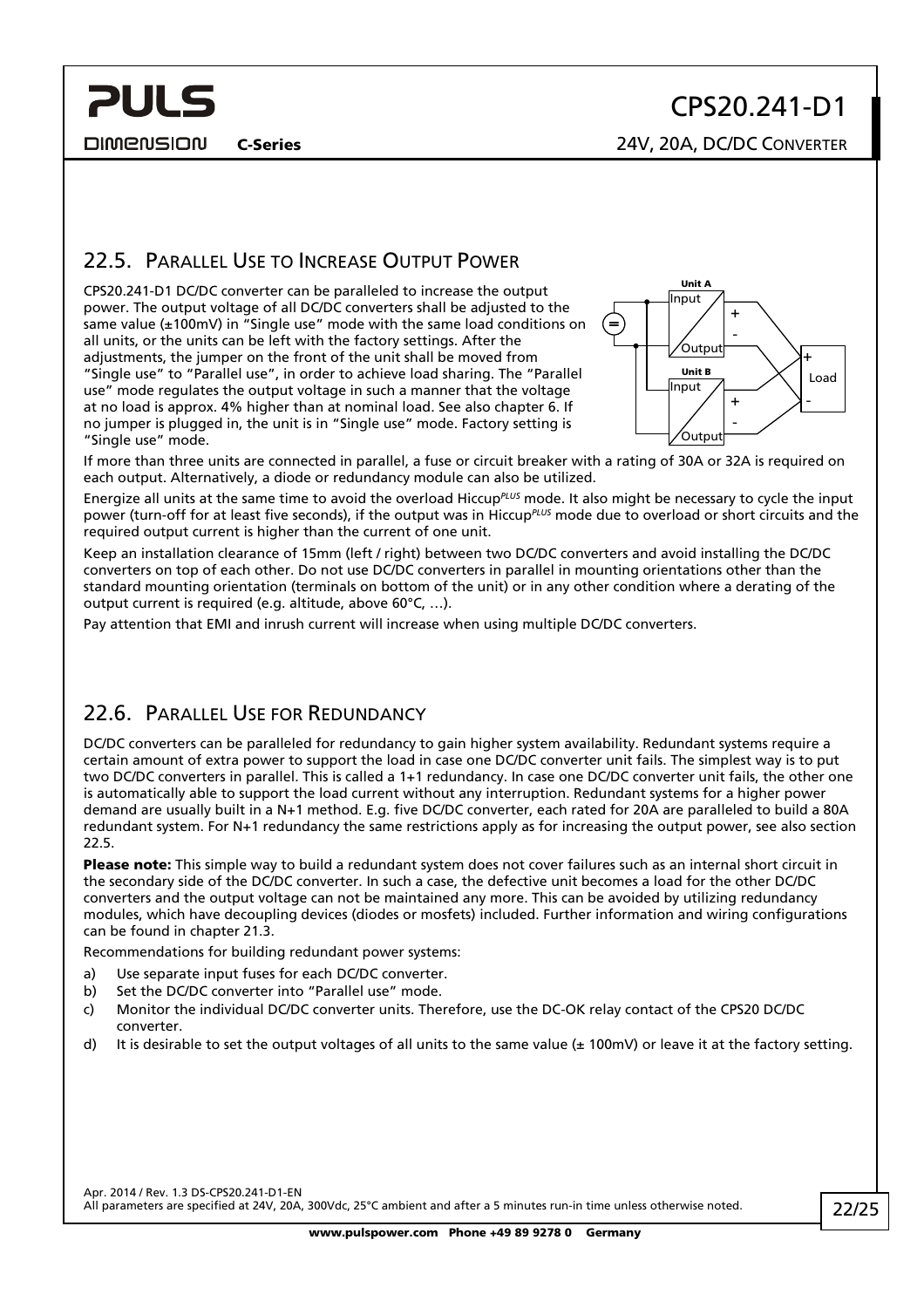## 22.5. Parallel Use to Increase Output Power

CPS20.241-D1 DC/DC converter can be paralleled to increase the output power. The output voltage of all DC/DC converters shall be adjusted to the same value (±100mV) in "Single use" mode with the same load conditions on all units, or the units can be left with the factory settings. After the adjustments, the jumper on the front of the unit shall be moved from "Single use" to "Parallel use", in order to achieve load sharing. The "Parallel use" mode regulates the output voltage in such a manner that the voltage at no load is approx. 4% higher than at nominal load. See also chapter 6. If no jumper is plugged in, the unit is in "Single use" mode. Factory setting is "Single use" mode.

If more than three units are connected in parallel, a fuse or circuit breaker with a rating of 30A or 32A is required on each output. Alternatively, a diode or redundancy module can also be utilized.

Energize all units at the same time to avoid the overload Hiccup*PLUS* mode. It also might be necessary to cycle the input power (turn-off for at least five seconds), if the output was in Hiccup*PLUS* mode due to overload or short circuits and the required output current is higher than the current of one unit.

Keep an installation clearance of 15mm (left / right) between two DC/DC converters and avoid installing the DC/DC converters on top of each other. Do not use DC/DC converters in parallel in mounting orientations other than the standard mounting orientation (terminals on bottom of the unit) or in any other condition where a derating of the output current is required (e.g. altitude, above 60°C, …).

Pay attention that EMI and inrush current will increase when using multiple DC/DC converters.

## 22.6. Parallel Use for Redundancy

DC/DC converters can be paralleled for redundancy to gain higher system availability. Redundant systems require a certain amount of extra power to support the load in case one DC/DC converter unit fails. The simplest way is to put two DC/DC converters in parallel. This is called a 1+1 redundancy. In case one DC/DC converter unit fails, the other one is automatically able to support the load current without any interruption. Redundant systems for a higher power demand are usually built in a N+1 method. E.g. five DC/DC converter, each rated for 20A are paralleled to build a 80A redundant system. For N+1 redundancy the same restrictions apply as for increasing the output power, see also section 22.5.

**Please note:** This simple way to build a redundant system does not cover failures such as an internal short circuit in the secondary side of the DC/DC converter. In such a case, the defective unit becomes a load for the other DC/DC converters and the output voltage can not be maintained any more. This can be avoided by utilizing redundancy modules, which have decoupling devices (diodes or mosfets) included. Further information and wiring configurations can be found in chapter 21.3.

Recommendations for building redundant power systems:

a) Use separate input fuses for each DC/DC converter.
b) Set the DC/DC converter into "Parallel use" mode.
c) Monitor the individual DC/DC converter units. Therefore, use the DC-OK relay contact of the CPS20 DC/DC converter.
d) It is desirable to set the output voltages of all units to the same value (± 100mV) or leave it at the factory setting.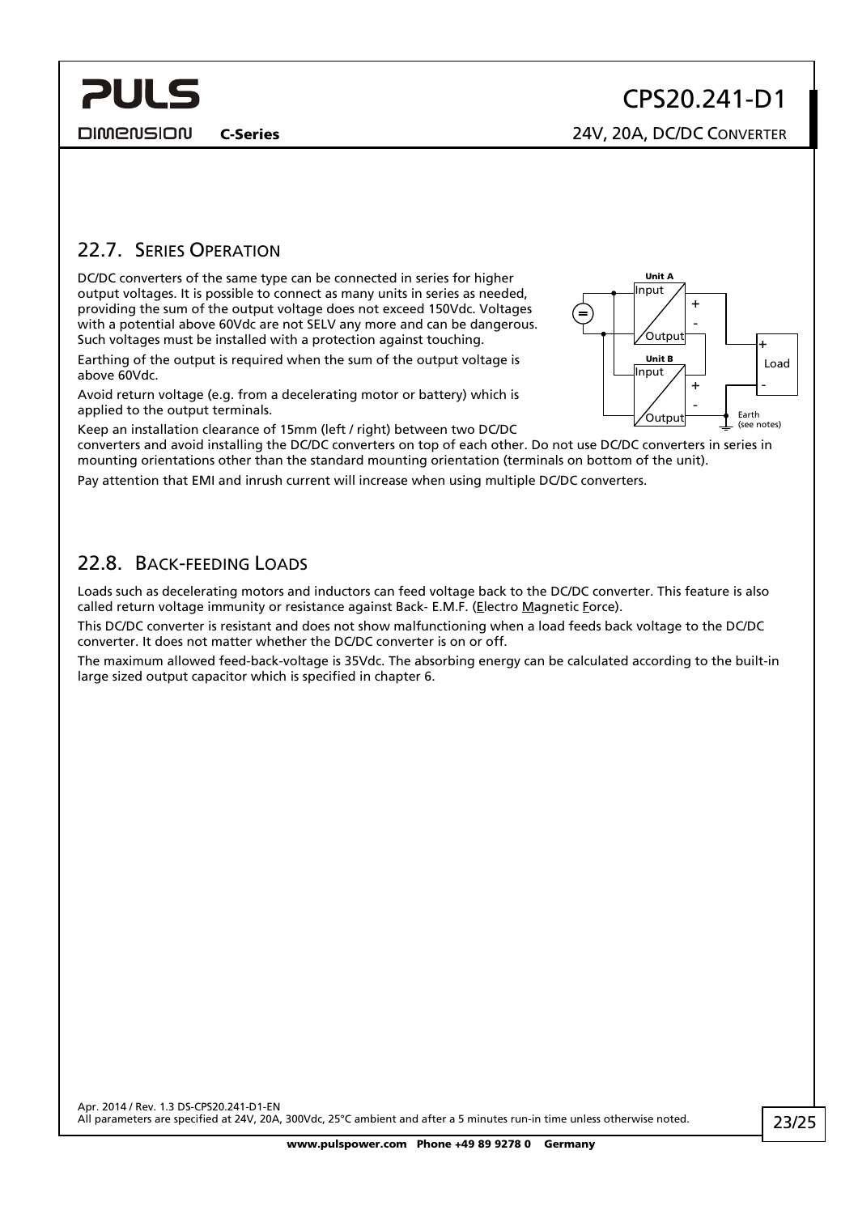## 22.7. Series Operation

DC/DC converters of the same type can be connected in series for higher output voltages. It is possible to connect as many units in series as needed, providing the sum of the output voltage does not exceed 150Vdc. Voltages with a potential above 60Vdc are not SELV any more and can be dangerous. Such voltages must be installed with a protection against touching.

Earthing of the output is required when the sum of the output voltage is above 60Vdc.

Avoid return voltage (e.g. from a decelerating motor or battery) which is applied to the output terminals.

Keep an installation clearance of 15mm (left / right) between two DC/DC converters and avoid installing the DC/DC converters on top of each other. Do not use DC/DC converters in series in mounting orientations other than the standard mounting orientation (terminals on bottom of the unit).

Pay attention that EMI and inrush current will increase when using multiple DC/DC converters.

## 22.8. Back-feeding Loads

Loads such as decelerating motors and inductors can feed voltage back to the DC/DC converter. This feature is also called return voltage immunity or resistance against Back- E.M.F. (Electro Magnetic Force).

This DC/DC converter is resistant and does not show malfunctioning when a load feeds back voltage to the DC/DC converter. It does not matter whether the DC/DC converter is on or off.

The maximum allowed feed-back-voltage is 35Vdc. The absorbing energy can be calculated according to the built-in large sized output capacitor which is specified in chapter 6.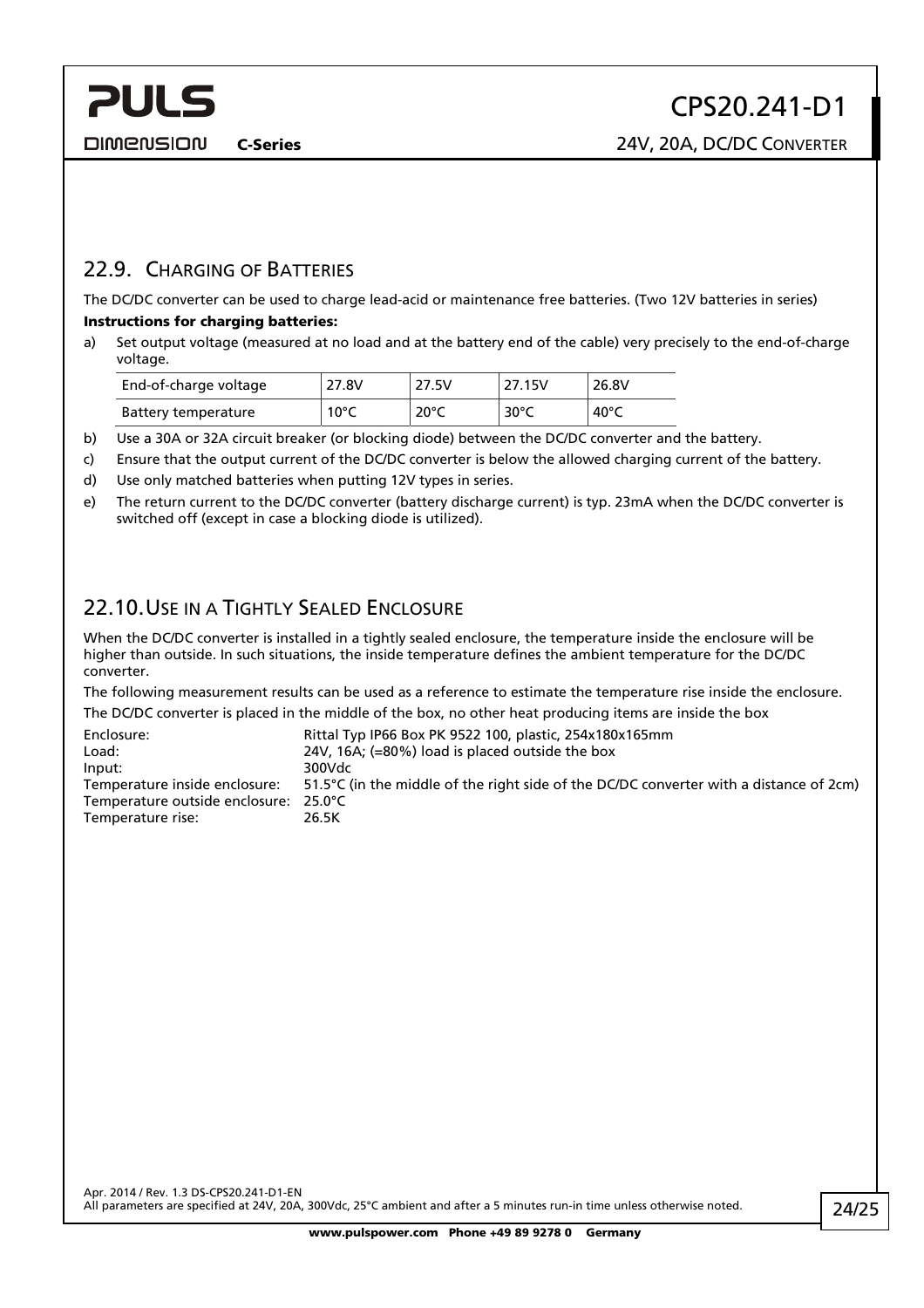## 22.9. Charging of Batteries

The DC/DC converter can be used to charge lead-acid or maintenance free batteries. (Two 12V batteries in series)

**Instructions for charging batteries:**

a) Set output voltage (measured at no load and at the battery end of the cable) very precisely to the end-of-charge voltage.

| End-of-charge voltage | 27.8V | 27.5V | 27.15V | 26.8V |
|---|---|---|---|---|
| Battery temperature | 10°C | 20°C | 30°C | 40°C |

b) Use a 30A or 32A circuit breaker (or blocking diode) between the DC/DC converter and the battery.

c) Ensure that the output current of the DC/DC converter is below the allowed charging current of the battery.

d) Use only matched batteries when putting 12V types in series.

e) The return current to the DC/DC converter (battery discharge current) is typ. 23mA when the DC/DC converter is switched off (except in case a blocking diode is utilized).

## 22.10. Use in a Tightly Sealed Enclosure

When the DC/DC converter is installed in a tightly sealed enclosure, the temperature inside the enclosure will be higher than outside. In such situations, the inside temperature defines the ambient temperature for the DC/DC converter.

The following measurement results can be used as a reference to estimate the temperature rise inside the enclosure.

The DC/DC converter is placed in the middle of the box, no other heat producing items are inside the box

| | |
|---|---|
| Enclosure: | Rittal Typ IP66 Box PK 9522 100, plastic, 254x180x165mm |
| Load: | 24V, 16A; (=80%) load is placed outside the box |
| Input: | 300Vdc |
| Temperature inside enclosure: | 51.5°C (in the middle of the right side of the DC/DC converter with a distance of 2cm) |
| Temperature outside enclosure: | 25.0°C |
| Temperature rise: | 26.5K |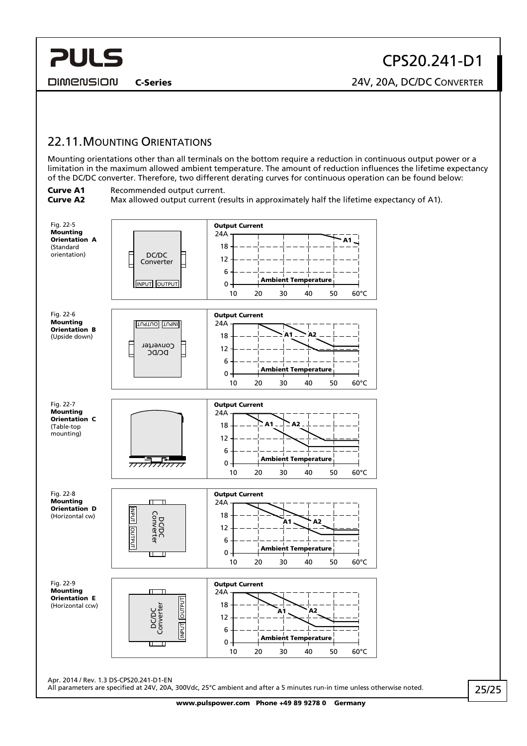## 22.11. Mounting Orientations

Mounting orientations other than all terminals on the bottom require a reduction in continuous output power or a limitation in the maximum allowed ambient temperature. The amount of reduction influences the lifetime expectancy of the DC/DC converter. Therefore, two different derating curves for continuous operation can be found below:

**Curve A1** Recommended output current.
**Curve A2** Max allowed output current (results in approximately half the lifetime expectancy of A1).

Fig. 22-5 **Mounting Orientation A** (Standard orientation)

DC/DC Converter
INPUT OUTPUT

Output Current
24A
18
12
6
0
A1
Ambient Temperature
10 20 30 40 50 60°C

Fig. 22-6 **Mounting Orientation B** (Upside down)

DC/DC Converter
INPUT OUTPUT

Output Current
24A
18
12
6
0
A1 A2
Ambient Temperature
10 20 30 40 50 60°C

Fig. 22-7 **Mounting Orientation C** (Table-top mounting)

Output Current
24A
18
12
6
0
A1 A2
Ambient Temperature
10 20 30 40 50 60°C

Fig. 22-8 **Mounting Orientation D** (Horizontal cw)

DC/DC Converter
INPUT OUTPUT

Output Current
24A
18
12
6
0
A1 A2
Ambient Temperature
10 20 30 40 50 60°C

Fig. 22-9 **Mounting Orientation E** (Horizontal ccw)

DC/DC Converter
INPUT OUTPUT

Output Current
24A
18
12
6
0
A1 A2
Ambient Temperature
10 20 30 40 50 60°C